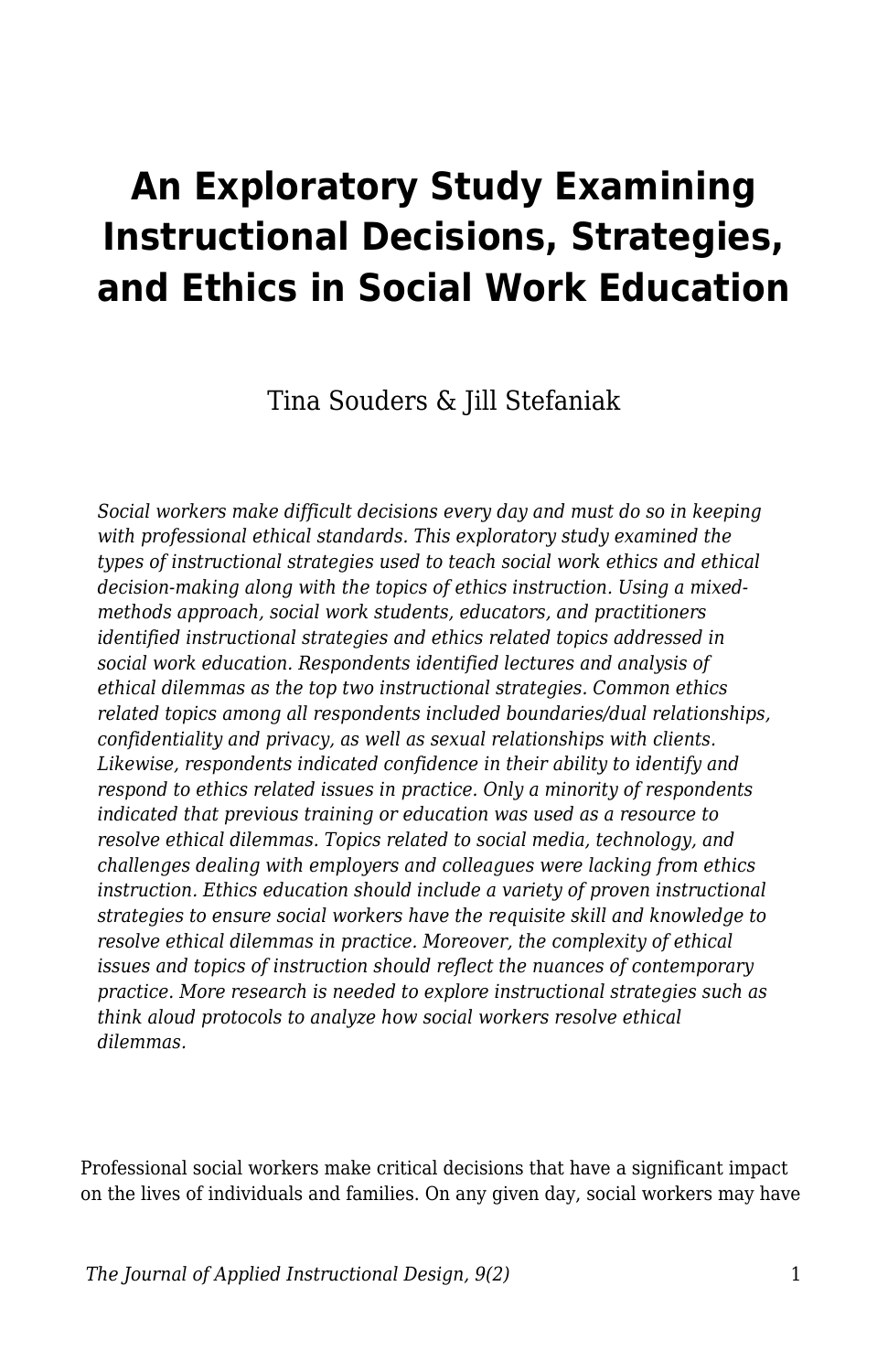# An Exploratory Study Examining Instructional Decisions, Strategies, and Ethics in Social Work Education

Tina Souders & Jill Stefaniak

*Social workers make difficult decisions every day and must do so in keeping with professional ethical standards. This exploratory study examined the types of instructional strategies used to teach social work ethics and ethical decision-making along with the topics of ethics instruction. Using a mixed-methods approach, social work students, educators, and practitioners identified instructional strategies and ethics related topics addressed in social work education. Respondents identified lectures and analysis of ethical dilemmas as the top two instructional strategies. Common ethics related topics among all respondents included boundaries/dual relationships, confidentiality and privacy, as well as sexual relationships with clients. Likewise, respondents indicated confidence in their ability to identify and respond to ethics related issues in practice. Only a minority of respondents indicated that previous training or education was used as a resource to resolve ethical dilemmas. Topics related to social media, technology, and challenges dealing with employers and colleagues were lacking from ethics instruction. Ethics education should include a variety of proven instructional strategies to ensure social workers have the requisite skill and knowledge to resolve ethical dilemmas in practice. Moreover, the complexity of ethical issues and topics of instruction should reflect the nuances of contemporary practice. More research is needed to explore instructional strategies such as think aloud protocols to analyze how social workers resolve ethical dilemmas.*

Professional social workers make critical decisions that have a significant impact on the lives of individuals and families. On any given day, social workers may have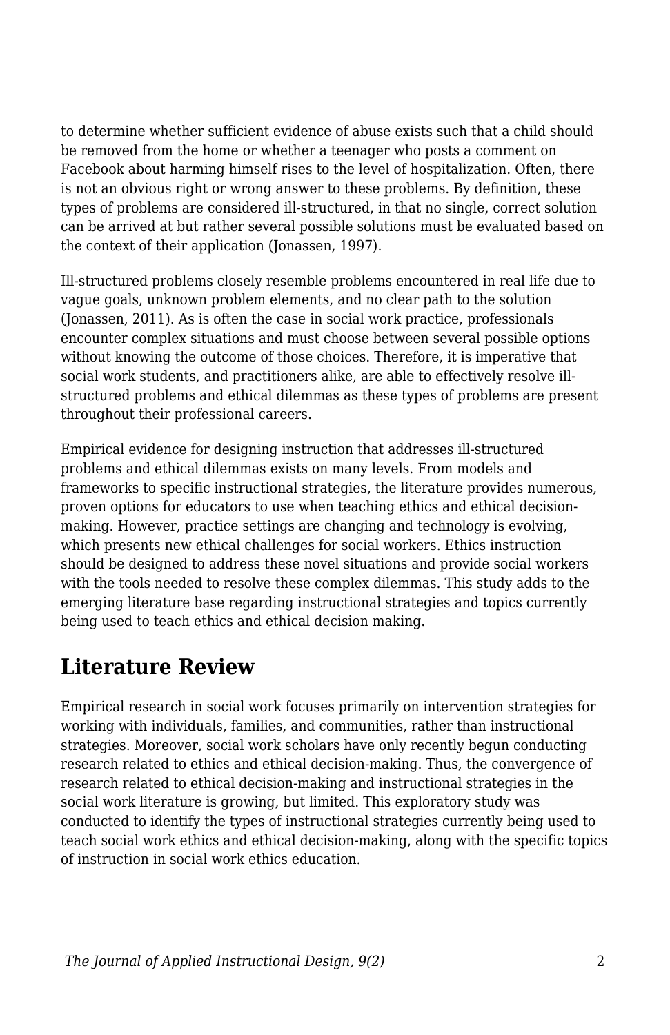to determine whether sufficient evidence of abuse exists such that a child should be removed from the home or whether a teenager who posts a comment on Facebook about harming himself rises to the level of hospitalization. Often, there is not an obvious right or wrong answer to these problems. By definition, these types of problems are considered ill-structured, in that no single, correct solution can be arrived at but rather several possible solutions must be evaluated based on the context of their application (Jonassen, 1997).

Ill-structured problems closely resemble problems encountered in real life due to vague goals, unknown problem elements, and no clear path to the solution (Jonassen, 2011). As is often the case in social work practice, professionals encounter complex situations and must choose between several possible options without knowing the outcome of those choices. Therefore, it is imperative that social work students, and practitioners alike, are able to effectively resolve ill-structured problems and ethical dilemmas as these types of problems are present throughout their professional careers.

Empirical evidence for designing instruction that addresses ill-structured problems and ethical dilemmas exists on many levels. From models and frameworks to specific instructional strategies, the literature provides numerous, proven options for educators to use when teaching ethics and ethical decision-making. However, practice settings are changing and technology is evolving, which presents new ethical challenges for social workers. Ethics instruction should be designed to address these novel situations and provide social workers with the tools needed to resolve these complex dilemmas. This study adds to the emerging literature base regarding instructional strategies and topics currently being used to teach ethics and ethical decision making.

## Literature Review

Empirical research in social work focuses primarily on intervention strategies for working with individuals, families, and communities, rather than instructional strategies. Moreover, social work scholars have only recently begun conducting research related to ethics and ethical decision-making. Thus, the convergence of research related to ethical decision-making and instructional strategies in the social work literature is growing, but limited. This exploratory study was conducted to identify the types of instructional strategies currently being used to teach social work ethics and ethical decision-making, along with the specific topics of instruction in social work ethics education.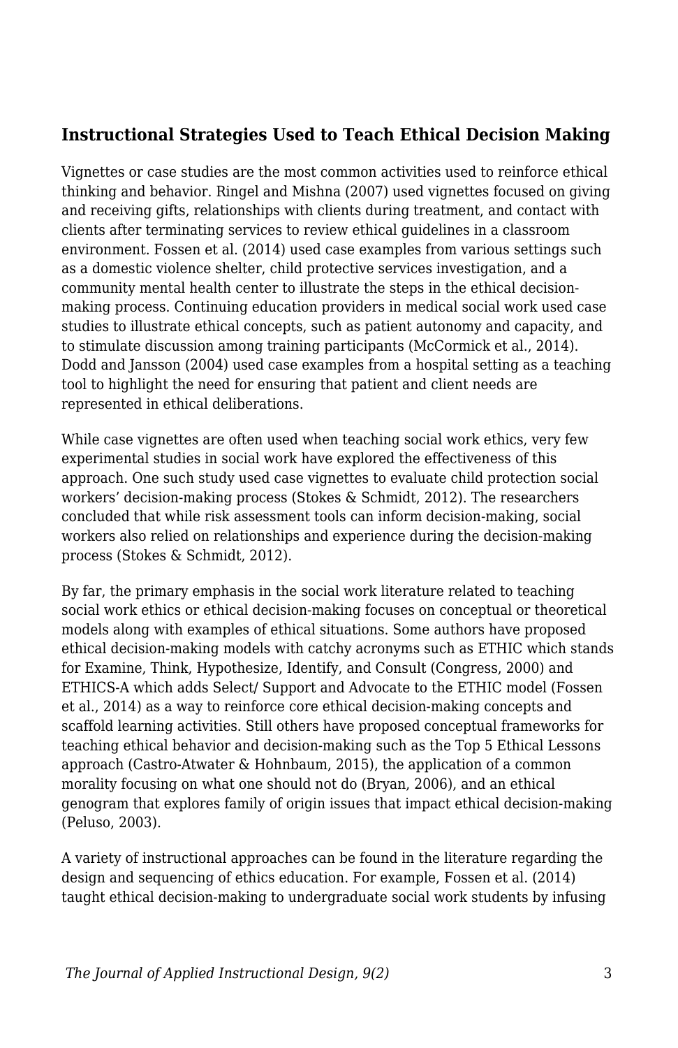### Instructional Strategies Used to Teach Ethical Decision Making

Vignettes or case studies are the most common activities used to reinforce ethical thinking and behavior. Ringel and Mishna (2007) used vignettes focused on giving and receiving gifts, relationships with clients during treatment, and contact with clients after terminating services to review ethical guidelines in a classroom environment. Fossen et al. (2014) used case examples from various settings such as a domestic violence shelter, child protective services investigation, and a community mental health center to illustrate the steps in the ethical decision-making process. Continuing education providers in medical social work used case studies to illustrate ethical concepts, such as patient autonomy and capacity, and to stimulate discussion among training participants (McCormick et al., 2014). Dodd and Jansson (2004) used case examples from a hospital setting as a teaching tool to highlight the need for ensuring that patient and client needs are represented in ethical deliberations.

While case vignettes are often used when teaching social work ethics, very few experimental studies in social work have explored the effectiveness of this approach. One such study used case vignettes to evaluate child protection social workers' decision-making process (Stokes & Schmidt, 2012). The researchers concluded that while risk assessment tools can inform decision-making, social workers also relied on relationships and experience during the decision-making process (Stokes & Schmidt, 2012).

By far, the primary emphasis in the social work literature related to teaching social work ethics or ethical decision-making focuses on conceptual or theoretical models along with examples of ethical situations. Some authors have proposed ethical decision-making models with catchy acronyms such as ETHIC which stands for Examine, Think, Hypothesize, Identify, and Consult (Congress, 2000) and ETHICS-A which adds Select/ Support and Advocate to the ETHIC model (Fossen et al., 2014) as a way to reinforce core ethical decision-making concepts and scaffold learning activities. Still others have proposed conceptual frameworks for teaching ethical behavior and decision-making such as the Top 5 Ethical Lessons approach (Castro-Atwater & Hohnbaum, 2015), the application of a common morality focusing on what one should not do (Bryan, 2006), and an ethical genogram that explores family of origin issues that impact ethical decision-making (Peluso, 2003).

A variety of instructional approaches can be found in the literature regarding the design and sequencing of ethics education. For example, Fossen et al. (2014) taught ethical decision-making to undergraduate social work students by infusing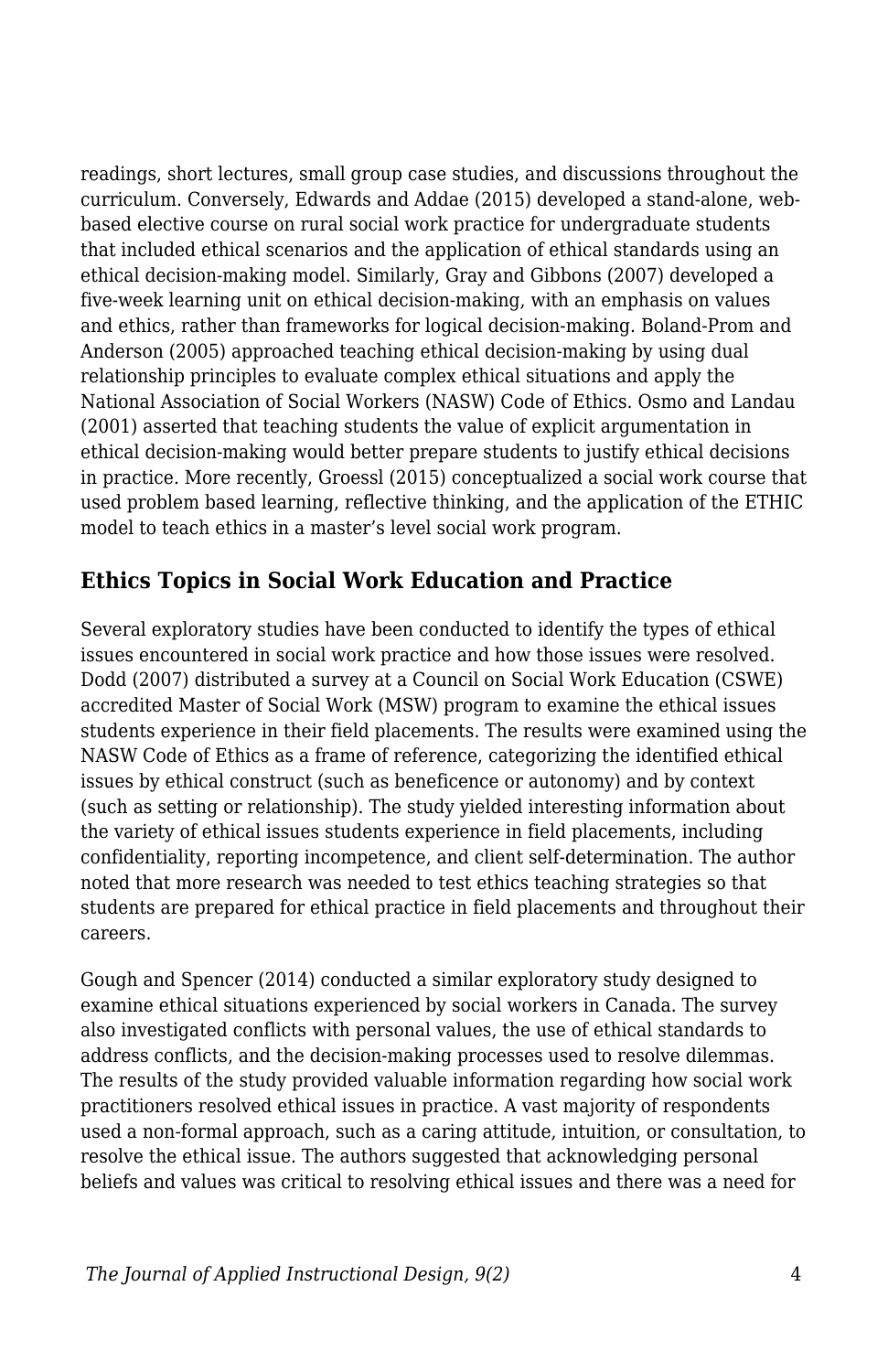readings, short lectures, small group case studies, and discussions throughout the curriculum. Conversely, Edwards and Addae (2015) developed a stand-alone, web-based elective course on rural social work practice for undergraduate students that included ethical scenarios and the application of ethical standards using an ethical decision-making model. Similarly, Gray and Gibbons (2007) developed a five-week learning unit on ethical decision-making, with an emphasis on values and ethics, rather than frameworks for logical decision-making. Boland-Prom and Anderson (2005) approached teaching ethical decision-making by using dual relationship principles to evaluate complex ethical situations and apply the National Association of Social Workers (NASW) Code of Ethics. Osmo and Landau (2001) asserted that teaching students the value of explicit argumentation in ethical decision-making would better prepare students to justify ethical decisions in practice. More recently, Groessl (2015) conceptualized a social work course that used problem based learning, reflective thinking, and the application of the ETHIC model to teach ethics in a master's level social work program.

## Ethics Topics in Social Work Education and Practice

Several exploratory studies have been conducted to identify the types of ethical issues encountered in social work practice and how those issues were resolved. Dodd (2007) distributed a survey at a Council on Social Work Education (CSWE) accredited Master of Social Work (MSW) program to examine the ethical issues students experience in their field placements. The results were examined using the NASW Code of Ethics as a frame of reference, categorizing the identified ethical issues by ethical construct (such as beneficence or autonomy) and by context (such as setting or relationship). The study yielded interesting information about the variety of ethical issues students experience in field placements, including confidentiality, reporting incompetence, and client self-determination. The author noted that more research was needed to test ethics teaching strategies so that students are prepared for ethical practice in field placements and throughout their careers.

Gough and Spencer (2014) conducted a similar exploratory study designed to examine ethical situations experienced by social workers in Canada. The survey also investigated conflicts with personal values, the use of ethical standards to address conflicts, and the decision-making processes used to resolve dilemmas. The results of the study provided valuable information regarding how social work practitioners resolved ethical issues in practice. A vast majority of respondents used a non-formal approach, such as a caring attitude, intuition, or consultation, to resolve the ethical issue. The authors suggested that acknowledging personal beliefs and values was critical to resolving ethical issues and there was a need for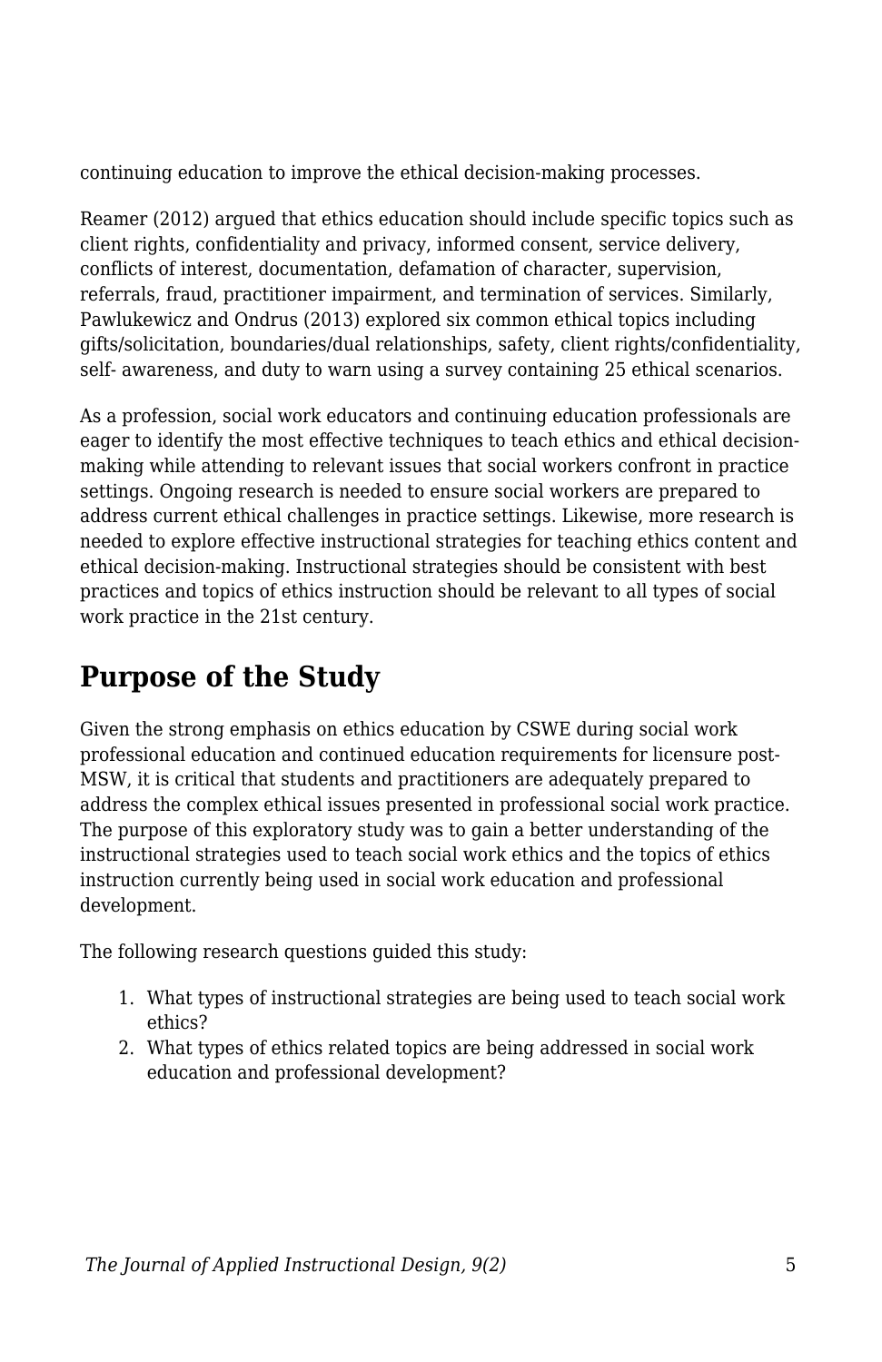continuing education to improve the ethical decision-making processes.

Reamer (2012) argued that ethics education should include specific topics such as client rights, confidentiality and privacy, informed consent, service delivery, conflicts of interest, documentation, defamation of character, supervision, referrals, fraud, practitioner impairment, and termination of services. Similarly, Pawlukewicz and Ondrus (2013) explored six common ethical topics including gifts/solicitation, boundaries/dual relationships, safety, client rights/confidentiality, self- awareness, and duty to warn using a survey containing 25 ethical scenarios.

As a profession, social work educators and continuing education professionals are eager to identify the most effective techniques to teach ethics and ethical decision-making while attending to relevant issues that social workers confront in practice settings. Ongoing research is needed to ensure social workers are prepared to address current ethical challenges in practice settings. Likewise, more research is needed to explore effective instructional strategies for teaching ethics content and ethical decision-making. Instructional strategies should be consistent with best practices and topics of ethics instruction should be relevant to all types of social work practice in the 21st century.

## Purpose of the Study

Given the strong emphasis on ethics education by CSWE during social work professional education and continued education requirements for licensure post-MSW, it is critical that students and practitioners are adequately prepared to address the complex ethical issues presented in professional social work practice. The purpose of this exploratory study was to gain a better understanding of the instructional strategies used to teach social work ethics and the topics of ethics instruction currently being used in social work education and professional development.

The following research questions guided this study:

1. What types of instructional strategies are being used to teach social work ethics?
2. What types of ethics related topics are being addressed in social work education and professional development?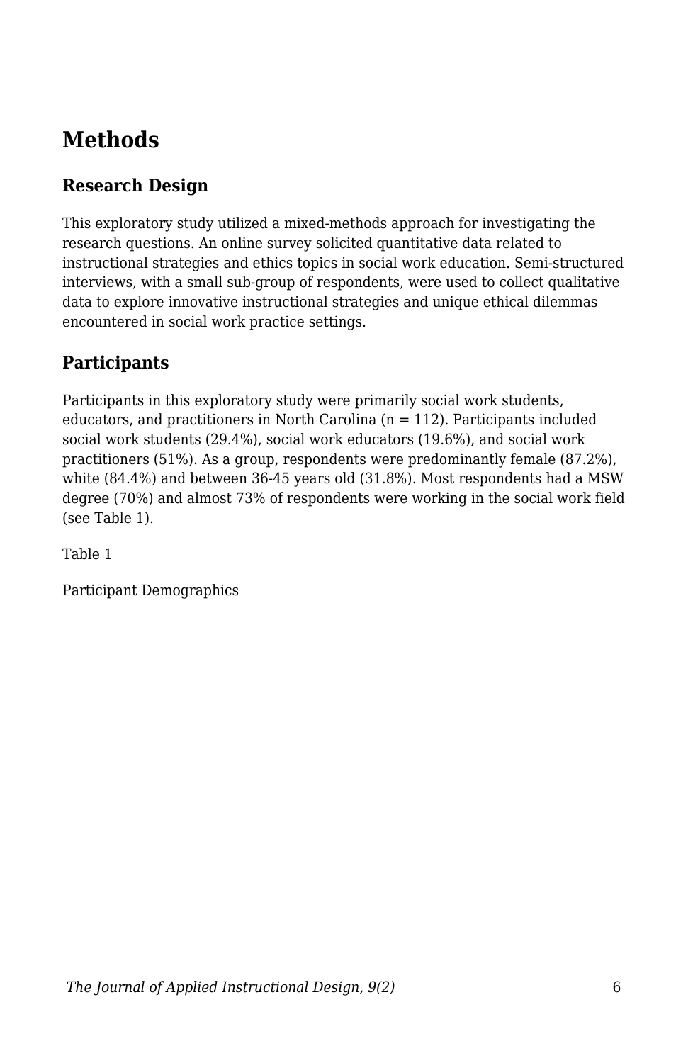# Methods

## Research Design

This exploratory study utilized a mixed-methods approach for investigating the research questions. An online survey solicited quantitative data related to instructional strategies and ethics topics in social work education. Semi-structured interviews, with a small sub-group of respondents, were used to collect qualitative data to explore innovative instructional strategies and unique ethical dilemmas encountered in social work practice settings.

## Participants

Participants in this exploratory study were primarily social work students, educators, and practitioners in North Carolina (n = 112). Participants included social work students (29.4%), social work educators (19.6%), and social work practitioners (51%). As a group, respondents were predominantly female (87.2%), white (84.4%) and between 36-45 years old (31.8%). Most respondents had a MSW degree (70%) and almost 73% of respondents were working in the social work field (see Table 1).

Table 1

Participant Demographics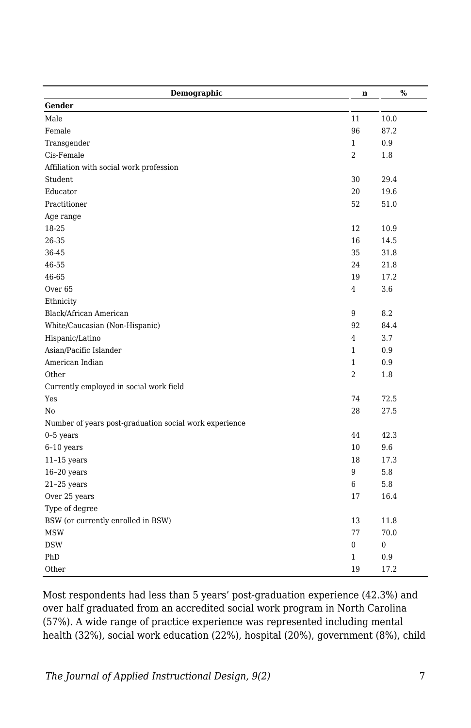| Demographic | n | % |
|---|---|---|
| **Gender** | | |
| Male | 11 | 10.0 |
| Female | 96 | 87.2 |
| Transgender | 1 | 0.9 |
| Cis-Female | 2 | 1.8 |
| Affiliation with social work profession | | |
| Student | 30 | 29.4 |
| Educator | 20 | 19.6 |
| Practitioner | 52 | 51.0 |
| Age range | | |
| 18-25 | 12 | 10.9 |
| 26-35 | 16 | 14.5 |
| 36-45 | 35 | 31.8 |
| 46-55 | 24 | 21.8 |
| 46-65 | 19 | 17.2 |
| Over 65 | 4 | 3.6 |
| Ethnicity | | |
| Black/African American | 9 | 8.2 |
| White/Caucasian (Non-Hispanic) | 92 | 84.4 |
| Hispanic/Latino | 4 | 3.7 |
| Asian/Pacific Islander | 1 | 0.9 |
| American Indian | 1 | 0.9 |
| Other | 2 | 1.8 |
| Currently employed in social work field | | |
| Yes | 74 | 72.5 |
| No | 28 | 27.5 |
| Number of years post-graduation social work experience | | |
| 0–5 years | 44 | 42.3 |
| 6–10 years | 10 | 9.6 |
| 11–15 years | 18 | 17.3 |
| 16–20 years | 9 | 5.8 |
| 21–25 years | 6 | 5.8 |
| Over 25 years | 17 | 16.4 |
| Type of degree | | |
| BSW (or currently enrolled in BSW) | 13 | 11.8 |
| MSW | 77 | 70.0 |
| DSW | 0 | 0 |
| PhD | 1 | 0.9 |
| Other | 19 | 17.2 |

Most respondents had less than 5 years' post-graduation experience (42.3%) and over half graduated from an accredited social work program in North Carolina (57%). A wide range of practice experience was represented including mental health (32%), social work education (22%), hospital (20%), government (8%), child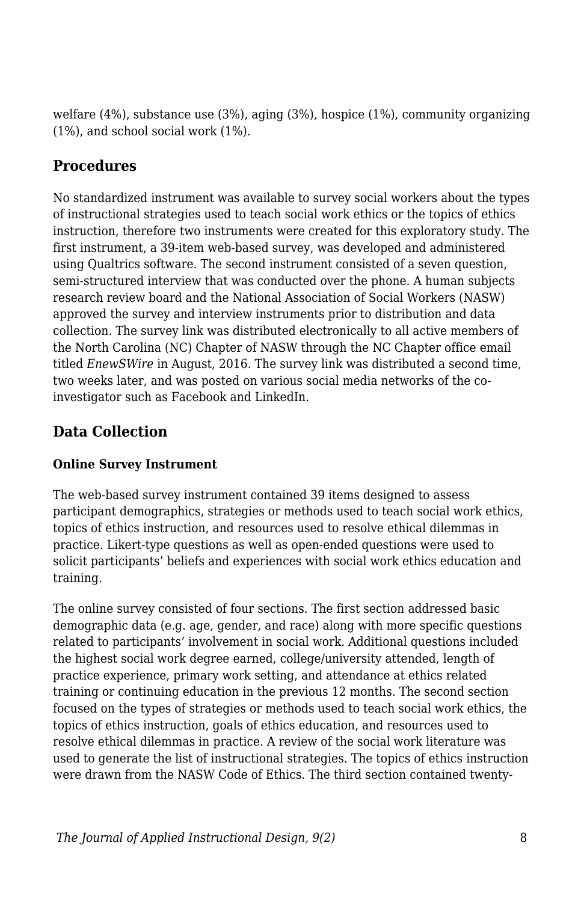welfare (4%), substance use (3%), aging (3%), hospice (1%), community organizing (1%), and school social work (1%).

## Procedures

No standardized instrument was available to survey social workers about the types of instructional strategies used to teach social work ethics or the topics of ethics instruction, therefore two instruments were created for this exploratory study. The first instrument, a 39-item web-based survey, was developed and administered using Qualtrics software. The second instrument consisted of a seven question, semi-structured interview that was conducted over the phone. A human subjects research review board and the National Association of Social Workers (NASW) approved the survey and interview instruments prior to distribution and data collection. The survey link was distributed electronically to all active members of the North Carolina (NC) Chapter of NASW through the NC Chapter office email titled *EnewSWire* in August, 2016. The survey link was distributed a second time, two weeks later, and was posted on various social media networks of the co-investigator such as Facebook and LinkedIn.

## Data Collection

### Online Survey Instrument

The web-based survey instrument contained 39 items designed to assess participant demographics, strategies or methods used to teach social work ethics, topics of ethics instruction, and resources used to resolve ethical dilemmas in practice. Likert-type questions as well as open-ended questions were used to solicit participants' beliefs and experiences with social work ethics education and training.

The online survey consisted of four sections. The first section addressed basic demographic data (e.g. age, gender, and race) along with more specific questions related to participants' involvement in social work. Additional questions included the highest social work degree earned, college/university attended, length of practice experience, primary work setting, and attendance at ethics related training or continuing education in the previous 12 months. The second section focused on the types of strategies or methods used to teach social work ethics, the topics of ethics instruction, goals of ethics education, and resources used to resolve ethical dilemmas in practice. A review of the social work literature was used to generate the list of instructional strategies. The topics of ethics instruction were drawn from the NASW Code of Ethics. The third section contained twenty-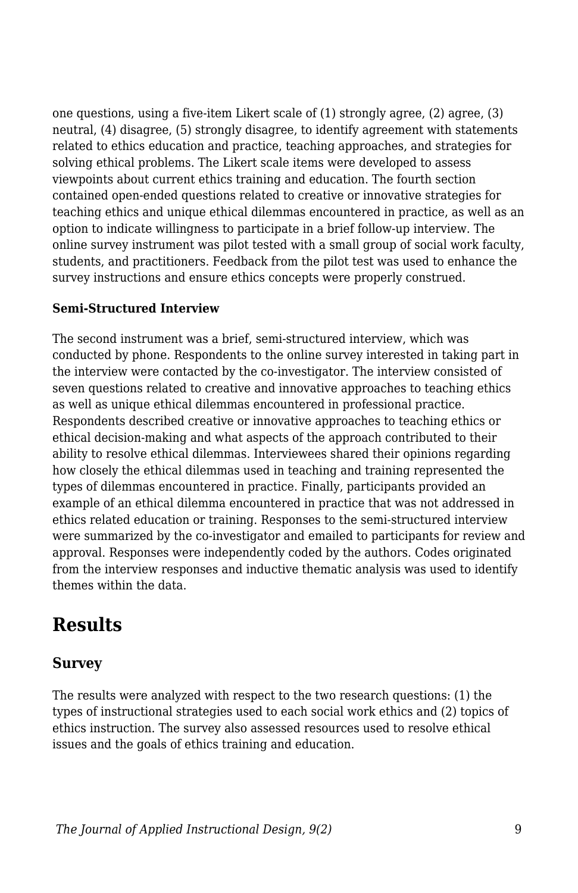one questions, using a five-item Likert scale of (1) strongly agree, (2) agree, (3) neutral, (4) disagree, (5) strongly disagree, to identify agreement with statements related to ethics education and practice, teaching approaches, and strategies for solving ethical problems. The Likert scale items were developed to assess viewpoints about current ethics training and education. The fourth section contained open-ended questions related to creative or innovative strategies for teaching ethics and unique ethical dilemmas encountered in practice, as well as an option to indicate willingness to participate in a brief follow-up interview. The online survey instrument was pilot tested with a small group of social work faculty, students, and practitioners. Feedback from the pilot test was used to enhance the survey instructions and ensure ethics concepts were properly construed.

**Semi-Structured Interview**

The second instrument was a brief, semi-structured interview, which was conducted by phone. Respondents to the online survey interested in taking part in the interview were contacted by the co-investigator. The interview consisted of seven questions related to creative and innovative approaches to teaching ethics as well as unique ethical dilemmas encountered in professional practice. Respondents described creative or innovative approaches to teaching ethics or ethical decision-making and what aspects of the approach contributed to their ability to resolve ethical dilemmas. Interviewees shared their opinions regarding how closely the ethical dilemmas used in teaching and training represented the types of dilemmas encountered in practice. Finally, participants provided an example of an ethical dilemma encountered in practice that was not addressed in ethics related education or training. Responses to the semi-structured interview were summarized by the co-investigator and emailed to participants for review and approval. Responses were independently coded by the authors. Codes originated from the interview responses and inductive thematic analysis was used to identify themes within the data.

# Results

## Survey

The results were analyzed with respect to the two research questions: (1) the types of instructional strategies used to each social work ethics and (2) topics of ethics instruction. The survey also assessed resources used to resolve ethical issues and the goals of ethics training and education.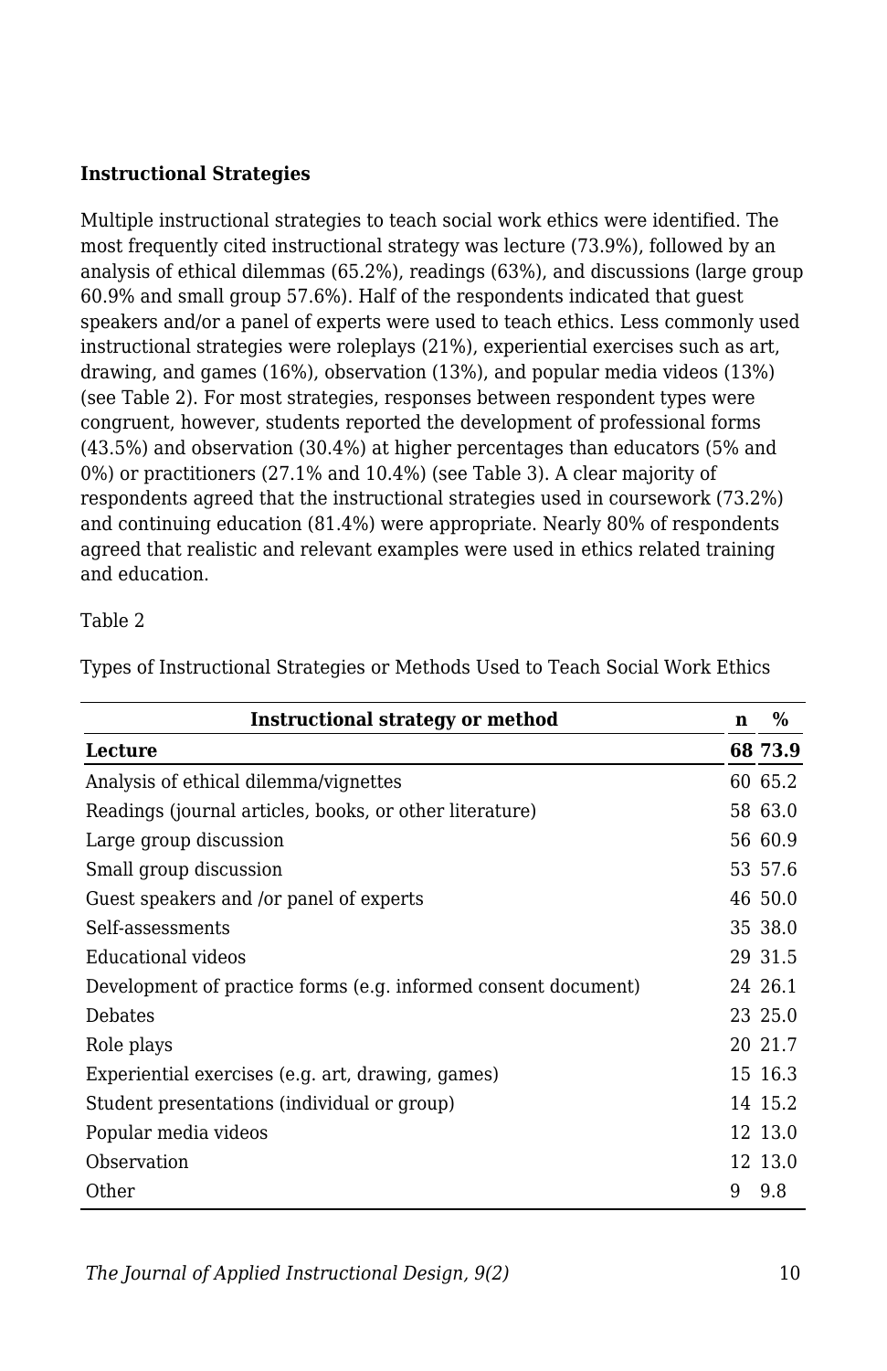**Instructional Strategies**

Multiple instructional strategies to teach social work ethics were identified. The most frequently cited instructional strategy was lecture (73.9%), followed by an analysis of ethical dilemmas (65.2%), readings (63%), and discussions (large group 60.9% and small group 57.6%). Half of the respondents indicated that guest speakers and/or a panel of experts were used to teach ethics. Less commonly used instructional strategies were roleplays (21%), experiential exercises such as art, drawing, and games (16%), observation (13%), and popular media videos (13%) (see Table 2). For most strategies, responses between respondent types were congruent, however, students reported the development of professional forms (43.5%) and observation (30.4%) at higher percentages than educators (5% and 0%) or practitioners (27.1% and 10.4%) (see Table 3). A clear majority of respondents agreed that the instructional strategies used in coursework (73.2%) and continuing education (81.4%) were appropriate. Nearly 80% of respondents agreed that realistic and relevant examples were used in ethics related training and education.

Table 2

Types of Instructional Strategies or Methods Used to Teach Social Work Ethics

| Instructional strategy or method | n | % |
|---|---|---|
| **Lecture** | **68** | **73.9** |
| Analysis of ethical dilemma/vignettes | 60 | 65.2 |
| Readings (journal articles, books, or other literature) | 58 | 63.0 |
| Large group discussion | 56 | 60.9 |
| Small group discussion | 53 | 57.6 |
| Guest speakers and /or panel of experts | 46 | 50.0 |
| Self-assessments | 35 | 38.0 |
| Educational videos | 29 | 31.5 |
| Development of practice forms (e.g. informed consent document) | 24 | 26.1 |
| Debates | 23 | 25.0 |
| Role plays | 20 | 21.7 |
| Experiential exercises (e.g. art, drawing, games) | 15 | 16.3 |
| Student presentations (individual or group) | 14 | 15.2 |
| Popular media videos | 12 | 13.0 |
| Observation | 12 | 13.0 |
| Other | 9 | 9.8 |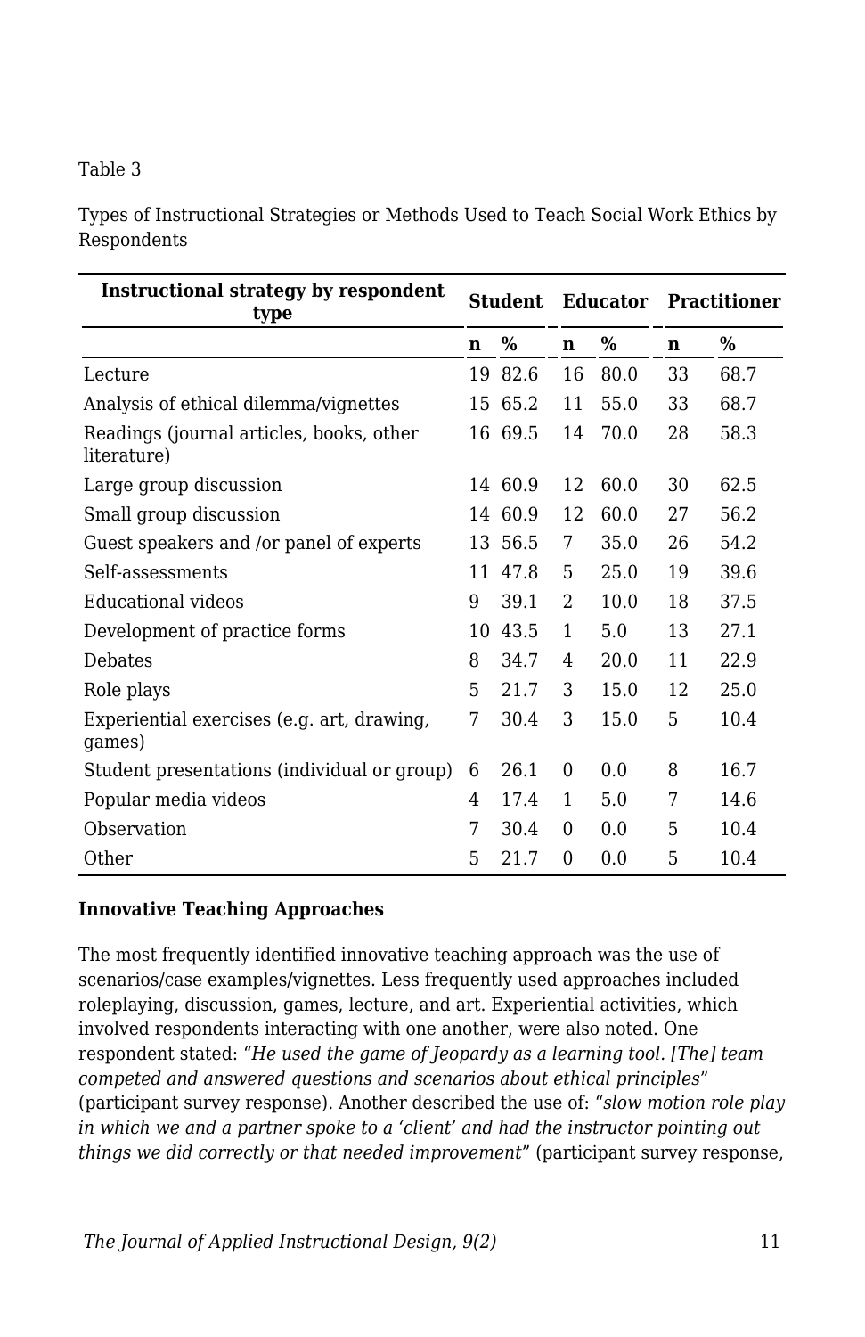Table 3

Types of Instructional Strategies or Methods Used to Teach Social Work Ethics by Respondents

| Instructional strategy by respondent type | Student | | Educator | | Practitioner | |
|---|---|---|---|---|---|---|
| | n | % | n | % | n | % |
| Lecture | 19 | 82.6 | 16 | 80.0 | 33 | 68.7 |
| Analysis of ethical dilemma/vignettes | 15 | 65.2 | 11 | 55.0 | 33 | 68.7 |
| Readings (journal articles, books, other literature) | 16 | 69.5 | 14 | 70.0 | 28 | 58.3 |
| Large group discussion | 14 | 60.9 | 12 | 60.0 | 30 | 62.5 |
| Small group discussion | 14 | 60.9 | 12 | 60.0 | 27 | 56.2 |
| Guest speakers and /or panel of experts | 13 | 56.5 | 7 | 35.0 | 26 | 54.2 |
| Self-assessments | 11 | 47.8 | 5 | 25.0 | 19 | 39.6 |
| Educational videos | 9 | 39.1 | 2 | 10.0 | 18 | 37.5 |
| Development of practice forms | 10 | 43.5 | 1 | 5.0 | 13 | 27.1 |
| Debates | 8 | 34.7 | 4 | 20.0 | 11 | 22.9 |
| Role plays | 5 | 21.7 | 3 | 15.0 | 12 | 25.0 |
| Experiential exercises (e.g. art, drawing, games) | 7 | 30.4 | 3 | 15.0 | 5 | 10.4 |
| Student presentations (individual or group) | 6 | 26.1 | 0 | 0.0 | 8 | 16.7 |
| Popular media videos | 4 | 17.4 | 1 | 5.0 | 7 | 14.6 |
| Observation | 7 | 30.4 | 0 | 0.0 | 5 | 10.4 |
| Other | 5 | 21.7 | 0 | 0.0 | 5 | 10.4 |

**Innovative Teaching Approaches**

The most frequently identified innovative teaching approach was the use of scenarios/case examples/vignettes. Less frequently used approaches included roleplaying, discussion, games, lecture, and art. Experiential activities, which involved respondents interacting with one another, were also noted. One respondent stated: "*He used the game of Jeopardy as a learning tool. [The] team competed and answered questions and scenarios about ethical principles*" (participant survey response). Another described the use of: "*slow motion role play in which we and a partner spoke to a 'client' and had the instructor pointing out things we did correctly or that needed improvement*" (participant survey response,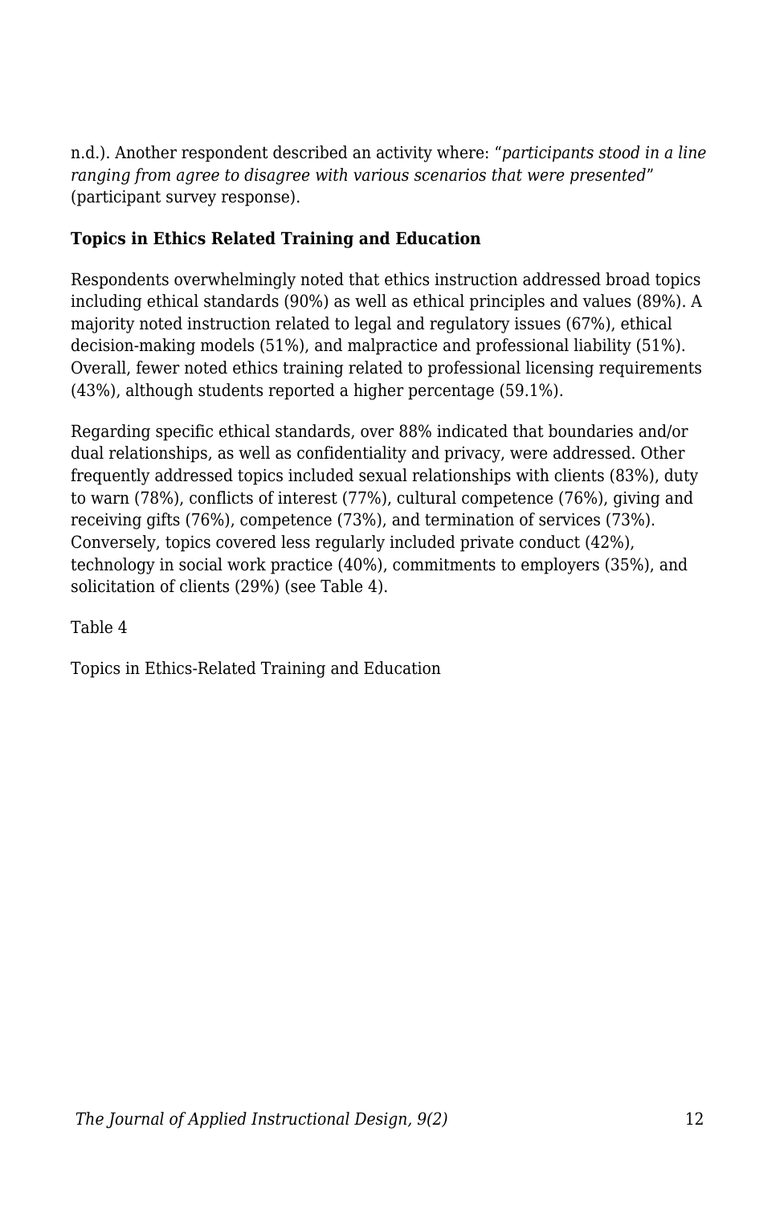n.d.). Another respondent described an activity where: "*participants stood in a line ranging from agree to disagree with various scenarios that were presented*" (participant survey response).

**Topics in Ethics Related Training and Education**

Respondents overwhelmingly noted that ethics instruction addressed broad topics including ethical standards (90%) as well as ethical principles and values (89%). A majority noted instruction related to legal and regulatory issues (67%), ethical decision-making models (51%), and malpractice and professional liability (51%). Overall, fewer noted ethics training related to professional licensing requirements (43%), although students reported a higher percentage (59.1%).

Regarding specific ethical standards, over 88% indicated that boundaries and/or dual relationships, as well as confidentiality and privacy, were addressed. Other frequently addressed topics included sexual relationships with clients (83%), duty to warn (78%), conflicts of interest (77%), cultural competence (76%), giving and receiving gifts (76%), competence (73%), and termination of services (73%). Conversely, topics covered less regularly included private conduct (42%), technology in social work practice (40%), commitments to employers (35%), and solicitation of clients (29%) (see Table 4).

Table 4

Topics in Ethics-Related Training and Education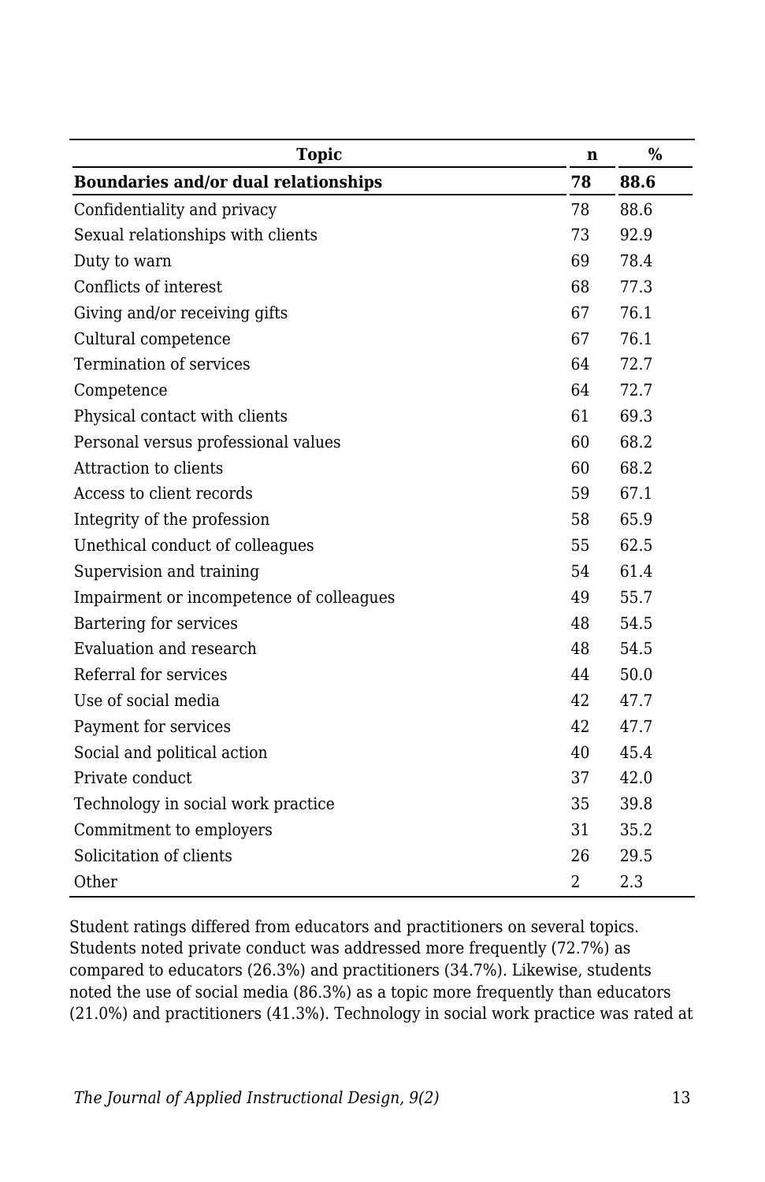| Topic | n | % |
|---|---|---|
| **Boundaries and/or dual relationships** | **78** | **88.6** |
| Confidentiality and privacy | 78 | 88.6 |
| Sexual relationships with clients | 73 | 92.9 |
| Duty to warn | 69 | 78.4 |
| Conflicts of interest | 68 | 77.3 |
| Giving and/or receiving gifts | 67 | 76.1 |
| Cultural competence | 67 | 76.1 |
| Termination of services | 64 | 72.7 |
| Competence | 64 | 72.7 |
| Physical contact with clients | 61 | 69.3 |
| Personal versus professional values | 60 | 68.2 |
| Attraction to clients | 60 | 68.2 |
| Access to client records | 59 | 67.1 |
| Integrity of the profession | 58 | 65.9 |
| Unethical conduct of colleagues | 55 | 62.5 |
| Supervision and training | 54 | 61.4 |
| Impairment or incompetence of colleagues | 49 | 55.7 |
| Bartering for services | 48 | 54.5 |
| Evaluation and research | 48 | 54.5 |
| Referral for services | 44 | 50.0 |
| Use of social media | 42 | 47.7 |
| Payment for services | 42 | 47.7 |
| Social and political action | 40 | 45.4 |
| Private conduct | 37 | 42.0 |
| Technology in social work practice | 35 | 39.8 |
| Commitment to employers | 31 | 35.2 |
| Solicitation of clients | 26 | 29.5 |
| Other | 2 | 2.3 |

Student ratings differed from educators and practitioners on several topics. Students noted private conduct was addressed more frequently (72.7%) as compared to educators (26.3%) and practitioners (34.7%). Likewise, students noted the use of social media (86.3%) as a topic more frequently than educators (21.0%) and practitioners (41.3%). Technology in social work practice was rated at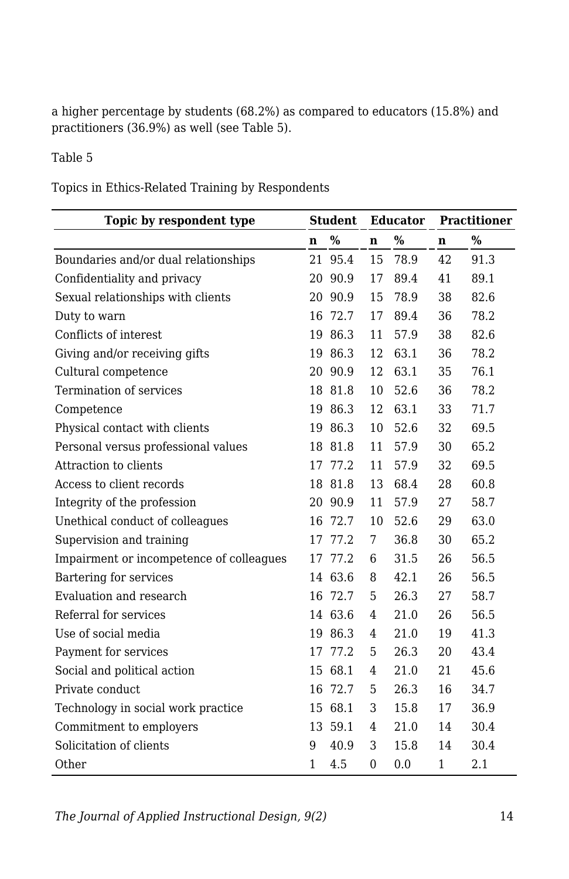a higher percentage by students (68.2%) as compared to educators (15.8%) and practitioners (36.9%) as well (see Table 5).

Table 5

Topics in Ethics-Related Training by Respondents

| Topic by respondent type | Student | | Educator | | Practitioner | |
|---|---|---|---|---|---|---|
| | n | % | n | % | n | % |
| Boundaries and/or dual relationships | 21 | 95.4 | 15 | 78.9 | 42 | 91.3 |
| Confidentiality and privacy | 20 | 90.9 | 17 | 89.4 | 41 | 89.1 |
| Sexual relationships with clients | 20 | 90.9 | 15 | 78.9 | 38 | 82.6 |
| Duty to warn | 16 | 72.7 | 17 | 89.4 | 36 | 78.2 |
| Conflicts of interest | 19 | 86.3 | 11 | 57.9 | 38 | 82.6 |
| Giving and/or receiving gifts | 19 | 86.3 | 12 | 63.1 | 36 | 78.2 |
| Cultural competence | 20 | 90.9 | 12 | 63.1 | 35 | 76.1 |
| Termination of services | 18 | 81.8 | 10 | 52.6 | 36 | 78.2 |
| Competence | 19 | 86.3 | 12 | 63.1 | 33 | 71.7 |
| Physical contact with clients | 19 | 86.3 | 10 | 52.6 | 32 | 69.5 |
| Personal versus professional values | 18 | 81.8 | 11 | 57.9 | 30 | 65.2 |
| Attraction to clients | 17 | 77.2 | 11 | 57.9 | 32 | 69.5 |
| Access to client records | 18 | 81.8 | 13 | 68.4 | 28 | 60.8 |
| Integrity of the profession | 20 | 90.9 | 11 | 57.9 | 27 | 58.7 |
| Unethical conduct of colleagues | 16 | 72.7 | 10 | 52.6 | 29 | 63.0 |
| Supervision and training | 17 | 77.2 | 7 | 36.8 | 30 | 65.2 |
| Impairment or incompetence of colleagues | 17 | 77.2 | 6 | 31.5 | 26 | 56.5 |
| Bartering for services | 14 | 63.6 | 8 | 42.1 | 26 | 56.5 |
| Evaluation and research | 16 | 72.7 | 5 | 26.3 | 27 | 58.7 |
| Referral for services | 14 | 63.6 | 4 | 21.0 | 26 | 56.5 |
| Use of social media | 19 | 86.3 | 4 | 21.0 | 19 | 41.3 |
| Payment for services | 17 | 77.2 | 5 | 26.3 | 20 | 43.4 |
| Social and political action | 15 | 68.1 | 4 | 21.0 | 21 | 45.6 |
| Private conduct | 16 | 72.7 | 5 | 26.3 | 16 | 34.7 |
| Technology in social work practice | 15 | 68.1 | 3 | 15.8 | 17 | 36.9 |
| Commitment to employers | 13 | 59.1 | 4 | 21.0 | 14 | 30.4 |
| Solicitation of clients | 9 | 40.9 | 3 | 15.8 | 14 | 30.4 |
| Other | 1 | 4.5 | 0 | 0.0 | 1 | 2.1 |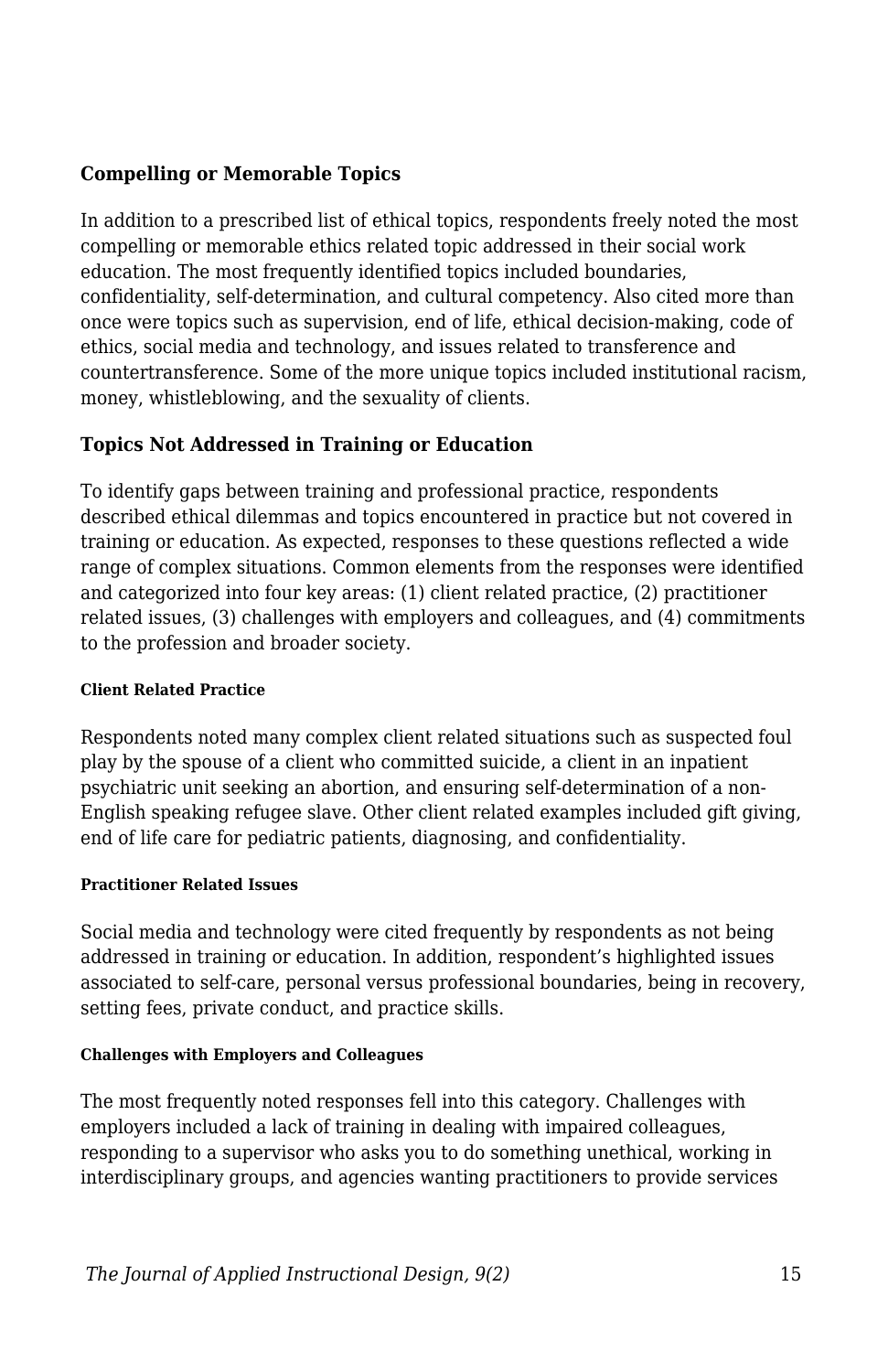### Compelling or Memorable Topics

In addition to a prescribed list of ethical topics, respondents freely noted the most compelling or memorable ethics related topic addressed in their social work education. The most frequently identified topics included boundaries, confidentiality, self-determination, and cultural competency. Also cited more than once were topics such as supervision, end of life, ethical decision-making, code of ethics, social media and technology, and issues related to transference and countertransference. Some of the more unique topics included institutional racism, money, whistleblowing, and the sexuality of clients.

### Topics Not Addressed in Training or Education

To identify gaps between training and professional practice, respondents described ethical dilemmas and topics encountered in practice but not covered in training or education. As expected, responses to these questions reflected a wide range of complex situations. Common elements from the responses were identified and categorized into four key areas: (1) client related practice, (2) practitioner related issues, (3) challenges with employers and colleagues, and (4) commitments to the profession and broader society.

#### Client Related Practice

Respondents noted many complex client related situations such as suspected foul play by the spouse of a client who committed suicide, a client in an inpatient psychiatric unit seeking an abortion, and ensuring self-determination of a non-English speaking refugee slave. Other client related examples included gift giving, end of life care for pediatric patients, diagnosing, and confidentiality.

#### Practitioner Related Issues

Social media and technology were cited frequently by respondents as not being addressed in training or education. In addition, respondent's highlighted issues associated to self-care, personal versus professional boundaries, being in recovery, setting fees, private conduct, and practice skills.

#### Challenges with Employers and Colleagues

The most frequently noted responses fell into this category. Challenges with employers included a lack of training in dealing with impaired colleagues, responding to a supervisor who asks you to do something unethical, working in interdisciplinary groups, and agencies wanting practitioners to provide services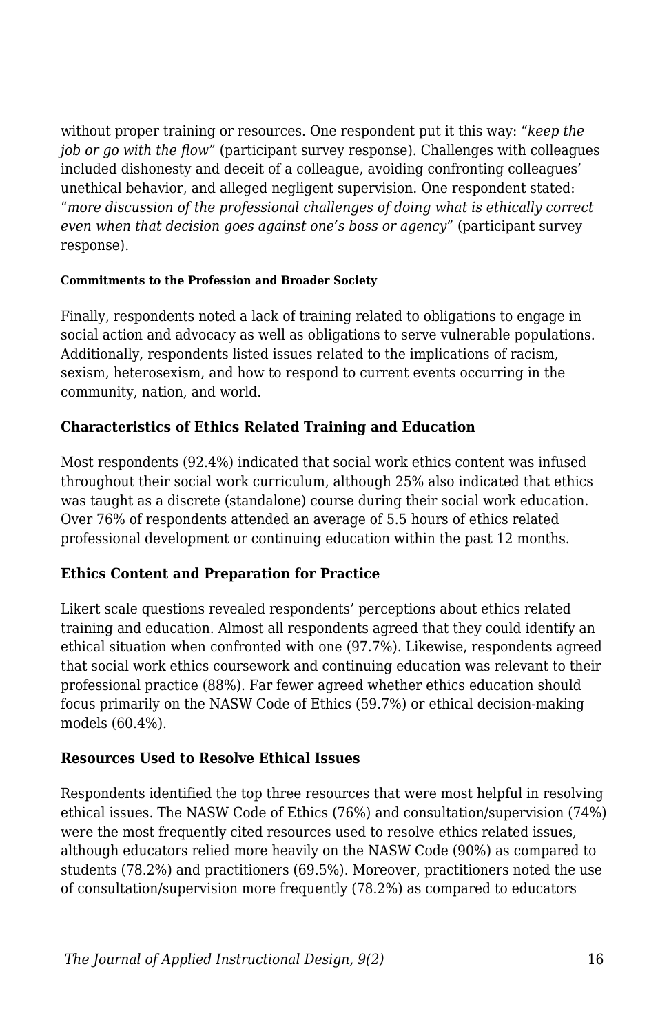without proper training or resources. One respondent put it this way: "*keep the job or go with the flow*" (participant survey response). Challenges with colleagues included dishonesty and deceit of a colleague, avoiding confronting colleagues' unethical behavior, and alleged negligent supervision. One respondent stated: "*more discussion of the professional challenges of doing what is ethically correct even when that decision goes against one's boss or agency*" (participant survey response).

#### Commitments to the Profession and Broader Society

Finally, respondents noted a lack of training related to obligations to engage in social action and advocacy as well as obligations to serve vulnerable populations. Additionally, respondents listed issues related to the implications of racism, sexism, heterosexism, and how to respond to current events occurring in the community, nation, and world.

### Characteristics of Ethics Related Training and Education

Most respondents (92.4%) indicated that social work ethics content was infused throughout their social work curriculum, although 25% also indicated that ethics was taught as a discrete (standalone) course during their social work education. Over 76% of respondents attended an average of 5.5 hours of ethics related professional development or continuing education within the past 12 months.

### Ethics Content and Preparation for Practice

Likert scale questions revealed respondents' perceptions about ethics related training and education. Almost all respondents agreed that they could identify an ethical situation when confronted with one (97.7%). Likewise, respondents agreed that social work ethics coursework and continuing education was relevant to their professional practice (88%). Far fewer agreed whether ethics education should focus primarily on the NASW Code of Ethics (59.7%) or ethical decision-making models (60.4%).

### Resources Used to Resolve Ethical Issues

Respondents identified the top three resources that were most helpful in resolving ethical issues. The NASW Code of Ethics (76%) and consultation/supervision (74%) were the most frequently cited resources used to resolve ethics related issues, although educators relied more heavily on the NASW Code (90%) as compared to students (78.2%) and practitioners (69.5%). Moreover, practitioners noted the use of consultation/supervision more frequently (78.2%) as compared to educators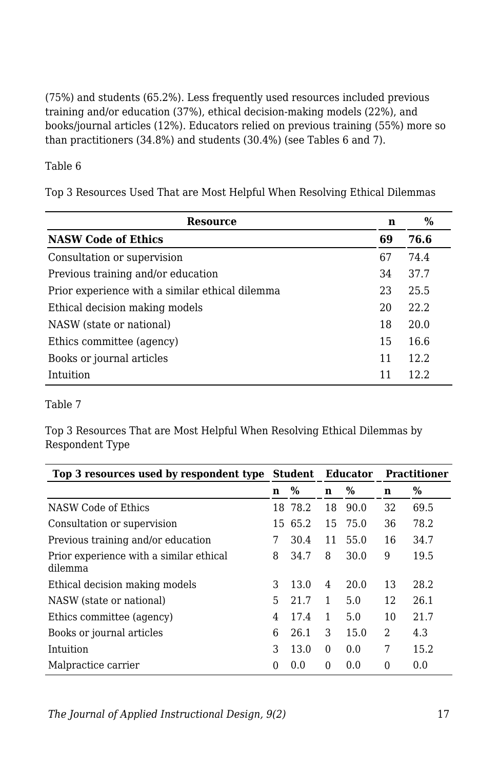(75%) and students (65.2%). Less frequently used resources included previous training and/or education (37%), ethical decision-making models (22%), and books/journal articles (12%). Educators relied on previous training (55%) more so than practitioners (34.8%) and students (30.4%) (see Tables 6 and 7).

Table 6

Top 3 Resources Used That are Most Helpful When Resolving Ethical Dilemmas

| Resource | n | % |
|---|---|---|
| **NASW Code of Ethics** | **69** | **76.6** |
| Consultation or supervision | 67 | 74.4 |
| Previous training and/or education | 34 | 37.7 |
| Prior experience with a similar ethical dilemma | 23 | 25.5 |
| Ethical decision making models | 20 | 22.2 |
| NASW (state or national) | 18 | 20.0 |
| Ethics committee (agency) | 15 | 16.6 |
| Books or journal articles | 11 | 12.2 |
| Intuition | 11 | 12.2 |

Table 7

Top 3 Resources That are Most Helpful When Resolving Ethical Dilemmas by Respondent Type

| Top 3 resources used by respondent type | Student | | Educator | | Practitioner | |
|---|---|---|---|---|---|---|
| | n | % | n | % | n | % |
| NASW Code of Ethics | 18 | 78.2 | 18 | 90.0 | 32 | 69.5 |
| Consultation or supervision | 15 | 65.2 | 15 | 75.0 | 36 | 78.2 |
| Previous training and/or education | 7 | 30.4 | 11 | 55.0 | 16 | 34.7 |
| Prior experience with a similar ethical dilemma | 8 | 34.7 | 8 | 30.0 | 9 | 19.5 |
| Ethical decision making models | 3 | 13.0 | 4 | 20.0 | 13 | 28.2 |
| NASW (state or national) | 5 | 21.7 | 1 | 5.0 | 12 | 26.1 |
| Ethics committee (agency) | 4 | 17.4 | 1 | 5.0 | 10 | 21.7 |
| Books or journal articles | 6 | 26.1 | 3 | 15.0 | 2 | 4.3 |
| Intuition | 3 | 13.0 | 0 | 0.0 | 7 | 15.2 |
| Malpractice carrier | 0 | 0.0 | 0 | 0.0 | 0 | 0.0 |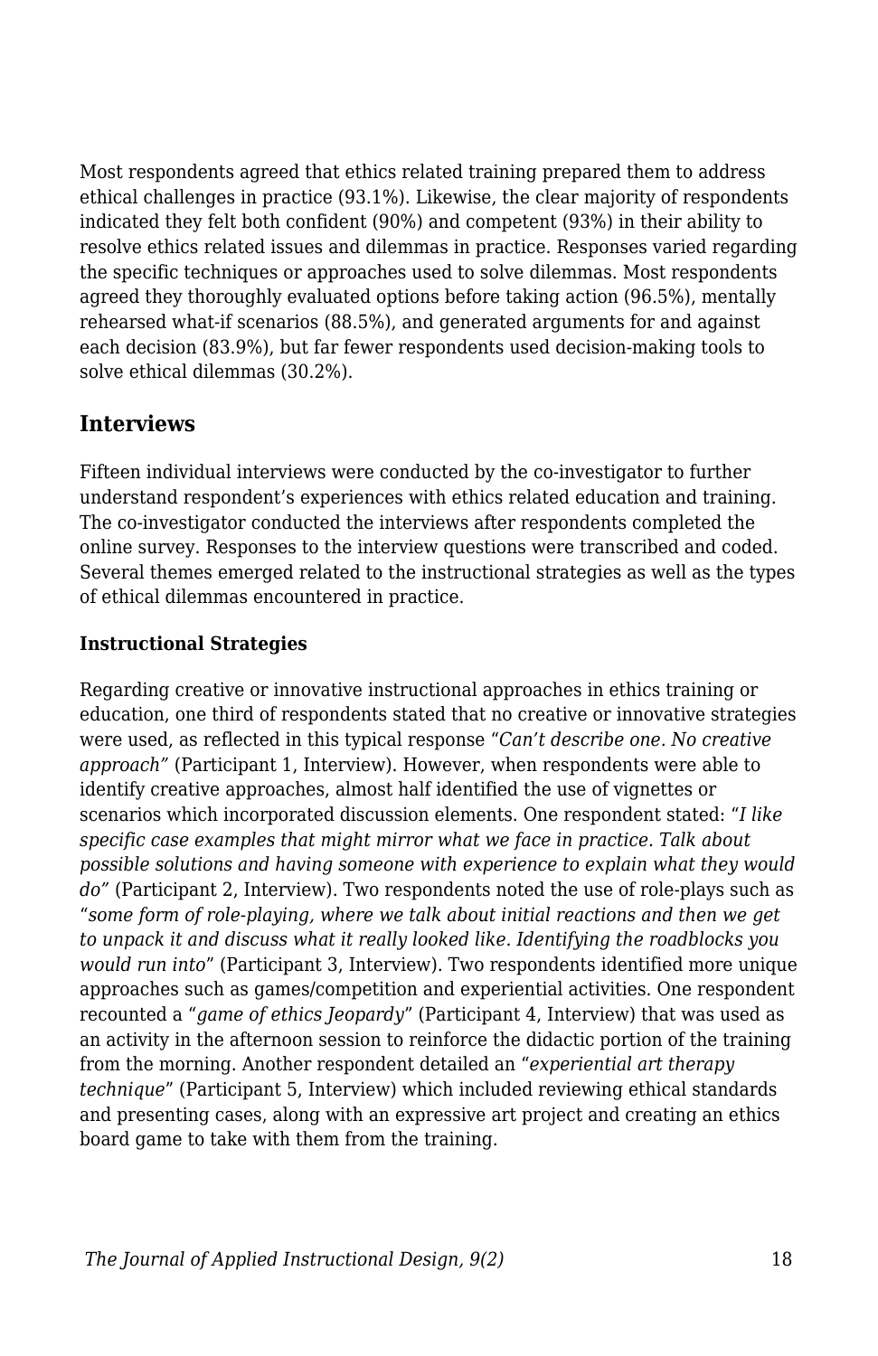Most respondents agreed that ethics related training prepared them to address ethical challenges in practice (93.1%). Likewise, the clear majority of respondents indicated they felt both confident (90%) and competent (93%) in their ability to resolve ethics related issues and dilemmas in practice. Responses varied regarding the specific techniques or approaches used to solve dilemmas. Most respondents agreed they thoroughly evaluated options before taking action (96.5%), mentally rehearsed what-if scenarios (88.5%), and generated arguments for and against each decision (83.9%), but far fewer respondents used decision-making tools to solve ethical dilemmas (30.2%).

## Interviews

Fifteen individual interviews were conducted by the co-investigator to further understand respondent's experiences with ethics related education and training. The co-investigator conducted the interviews after respondents completed the online survey. Responses to the interview questions were transcribed and coded. Several themes emerged related to the instructional strategies as well as the types of ethical dilemmas encountered in practice.

### Instructional Strategies

Regarding creative or innovative instructional approaches in ethics training or education, one third of respondents stated that no creative or innovative strategies were used, as reflected in this typical response *"Can't describe one. No creative approach"* (Participant 1, Interview). However, when respondents were able to identify creative approaches, almost half identified the use of vignettes or scenarios which incorporated discussion elements. One respondent stated: *"I like specific case examples that might mirror what we face in practice. Talk about possible solutions and having someone with experience to explain what they would do"* (Participant 2, Interview). Two respondents noted the use of role-plays such as "*some form of role-playing, where we talk about initial reactions and then we get to unpack it and discuss what it really looked like. Identifying the roadblocks you would run into*" (Participant 3, Interview). Two respondents identified more unique approaches such as games/competition and experiential activities. One respondent recounted a "*game of ethics Jeopardy*" (Participant 4, Interview) that was used as an activity in the afternoon session to reinforce the didactic portion of the training from the morning. Another respondent detailed an "*experiential art therapy technique*" (Participant 5, Interview) which included reviewing ethical standards and presenting cases, along with an expressive art project and creating an ethics board game to take with them from the training.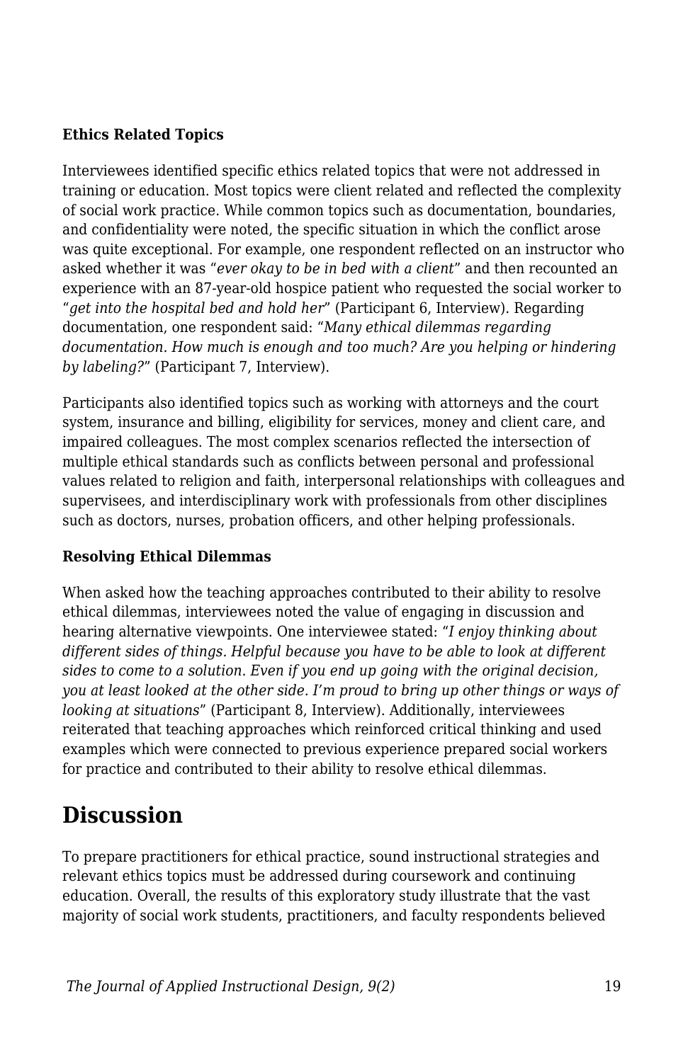**Ethics Related Topics**

Interviewees identified specific ethics related topics that were not addressed in training or education. Most topics were client related and reflected the complexity of social work practice. While common topics such as documentation, boundaries, and confidentiality were noted, the specific situation in which the conflict arose was quite exceptional. For example, one respondent reflected on an instructor who asked whether it was "*ever okay to be in bed with a client*" and then recounted an experience with an 87-year-old hospice patient who requested the social worker to "*get into the hospital bed and hold her*" (Participant 6, Interview). Regarding documentation, one respondent said: "*Many ethical dilemmas regarding documentation. How much is enough and too much? Are you helping or hindering by labeling?*" (Participant 7, Interview).

Participants also identified topics such as working with attorneys and the court system, insurance and billing, eligibility for services, money and client care, and impaired colleagues. The most complex scenarios reflected the intersection of multiple ethical standards such as conflicts between personal and professional values related to religion and faith, interpersonal relationships with colleagues and supervisees, and interdisciplinary work with professionals from other disciplines such as doctors, nurses, probation officers, and other helping professionals.

**Resolving Ethical Dilemmas**

When asked how the teaching approaches contributed to their ability to resolve ethical dilemmas, interviewees noted the value of engaging in discussion and hearing alternative viewpoints. One interviewee stated: "*I enjoy thinking about different sides of things. Helpful because you have to be able to look at different sides to come to a solution. Even if you end up going with the original decision, you at least looked at the other side. I'm proud to bring up other things or ways of looking at situations*" (Participant 8, Interview). Additionally, interviewees reiterated that teaching approaches which reinforced critical thinking and used examples which were connected to previous experience prepared social workers for practice and contributed to their ability to resolve ethical dilemmas.

## Discussion

To prepare practitioners for ethical practice, sound instructional strategies and relevant ethics topics must be addressed during coursework and continuing education. Overall, the results of this exploratory study illustrate that the vast majority of social work students, practitioners, and faculty respondents believed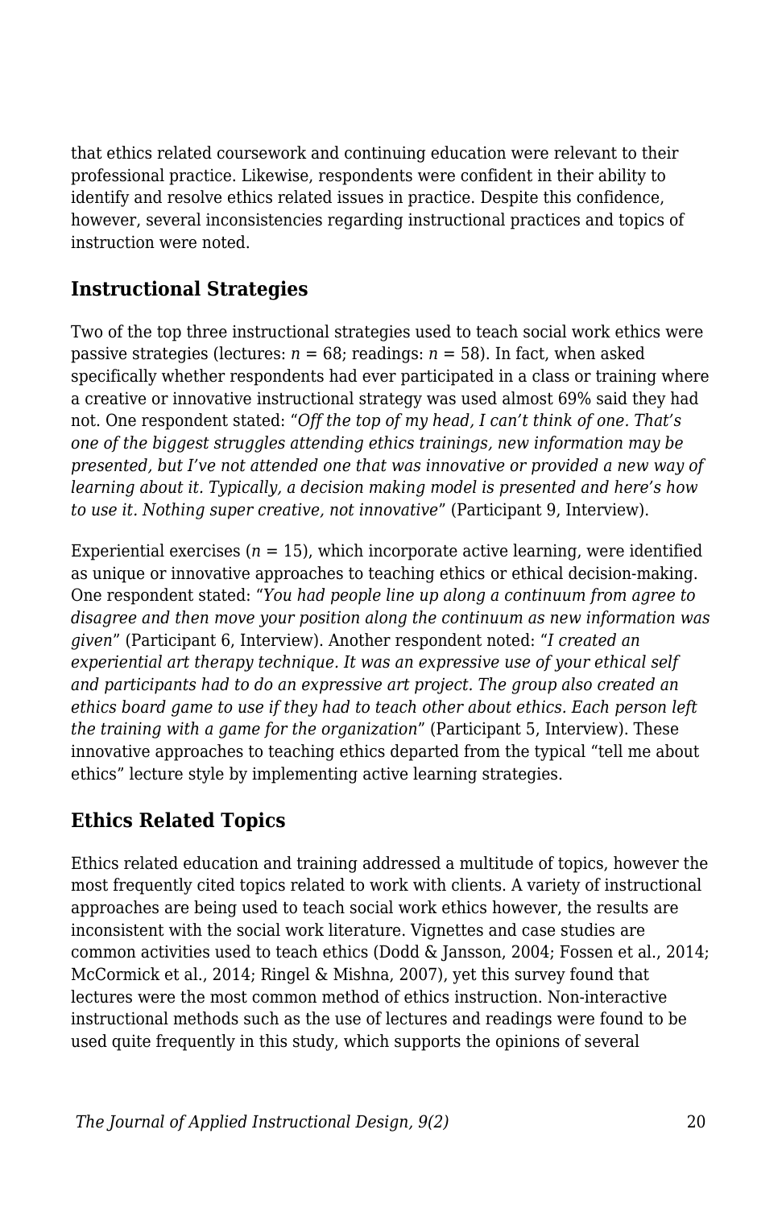that ethics related coursework and continuing education were relevant to their professional practice. Likewise, respondents were confident in their ability to identify and resolve ethics related issues in practice. Despite this confidence, however, several inconsistencies regarding instructional practices and topics of instruction were noted.

## Instructional Strategies

Two of the top three instructional strategies used to teach social work ethics were passive strategies (lectures: $n = 68$; readings: $n = 58$). In fact, when asked specifically whether respondents had ever participated in a class or training where a creative or innovative instructional strategy was used almost 69% said they had not. One respondent stated: "*Off the top of my head, I can't think of one. That's one of the biggest struggles attending ethics trainings, new information may be presented, but I've not attended one that was innovative or provided a new way of learning about it. Typically, a decision making model is presented and here's how to use it. Nothing super creative, not innovative*" (Participant 9, Interview).

Experiential exercises ($n = 15$), which incorporate active learning, were identified as unique or innovative approaches to teaching ethics or ethical decision-making. One respondent stated: "*You had people line up along a continuum from agree to disagree and then move your position along the continuum as new information was given*" (Participant 6, Interview). Another respondent noted: "*I created an experiential art therapy technique. It was an expressive use of your ethical self and participants had to do an expressive art project. The group also created an ethics board game to use if they had to teach other about ethics. Each person left the training with a game for the organization*" (Participant 5, Interview). These innovative approaches to teaching ethics departed from the typical "tell me about ethics" lecture style by implementing active learning strategies.

## Ethics Related Topics

Ethics related education and training addressed a multitude of topics, however the most frequently cited topics related to work with clients. A variety of instructional approaches are being used to teach social work ethics however, the results are inconsistent with the social work literature. Vignettes and case studies are common activities used to teach ethics (Dodd & Jansson, 2004; Fossen et al., 2014; McCormick et al., 2014; Ringel & Mishna, 2007), yet this survey found that lectures were the most common method of ethics instruction. Non-interactive instructional methods such as the use of lectures and readings were found to be used quite frequently in this study, which supports the opinions of several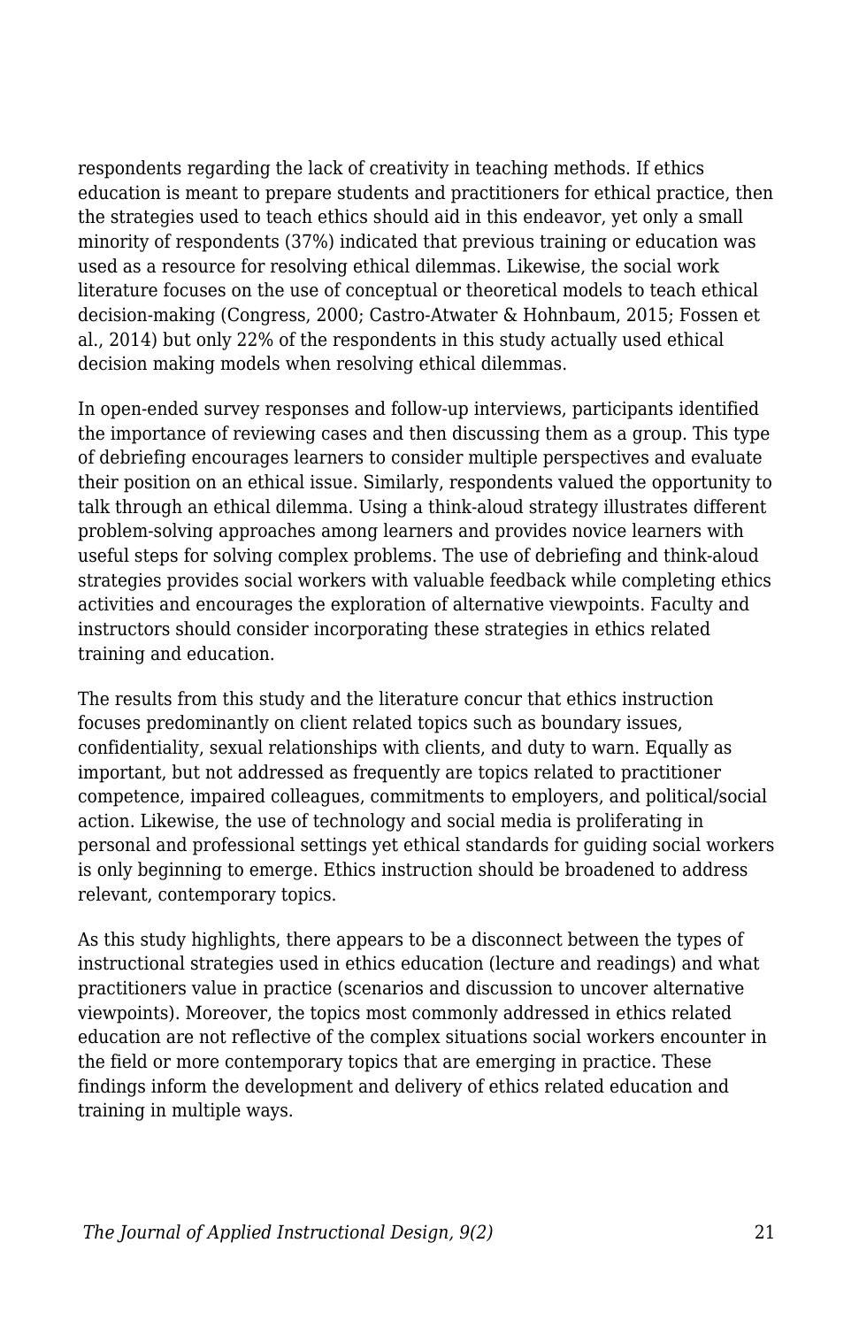respondents regarding the lack of creativity in teaching methods. If ethics education is meant to prepare students and practitioners for ethical practice, then the strategies used to teach ethics should aid in this endeavor, yet only a small minority of respondents (37%) indicated that previous training or education was used as a resource for resolving ethical dilemmas. Likewise, the social work literature focuses on the use of conceptual or theoretical models to teach ethical decision-making (Congress, 2000; Castro-Atwater & Hohnbaum, 2015; Fossen et al., 2014) but only 22% of the respondents in this study actually used ethical decision making models when resolving ethical dilemmas.

In open-ended survey responses and follow-up interviews, participants identified the importance of reviewing cases and then discussing them as a group. This type of debriefing encourages learners to consider multiple perspectives and evaluate their position on an ethical issue. Similarly, respondents valued the opportunity to talk through an ethical dilemma. Using a think-aloud strategy illustrates different problem-solving approaches among learners and provides novice learners with useful steps for solving complex problems. The use of debriefing and think-aloud strategies provides social workers with valuable feedback while completing ethics activities and encourages the exploration of alternative viewpoints. Faculty and instructors should consider incorporating these strategies in ethics related training and education.

The results from this study and the literature concur that ethics instruction focuses predominantly on client related topics such as boundary issues, confidentiality, sexual relationships with clients, and duty to warn. Equally as important, but not addressed as frequently are topics related to practitioner competence, impaired colleagues, commitments to employers, and political/social action. Likewise, the use of technology and social media is proliferating in personal and professional settings yet ethical standards for guiding social workers is only beginning to emerge. Ethics instruction should be broadened to address relevant, contemporary topics.

As this study highlights, there appears to be a disconnect between the types of instructional strategies used in ethics education (lecture and readings) and what practitioners value in practice (scenarios and discussion to uncover alternative viewpoints). Moreover, the topics most commonly addressed in ethics related education are not reflective of the complex situations social workers encounter in the field or more contemporary topics that are emerging in practice. These findings inform the development and delivery of ethics related education and training in multiple ways.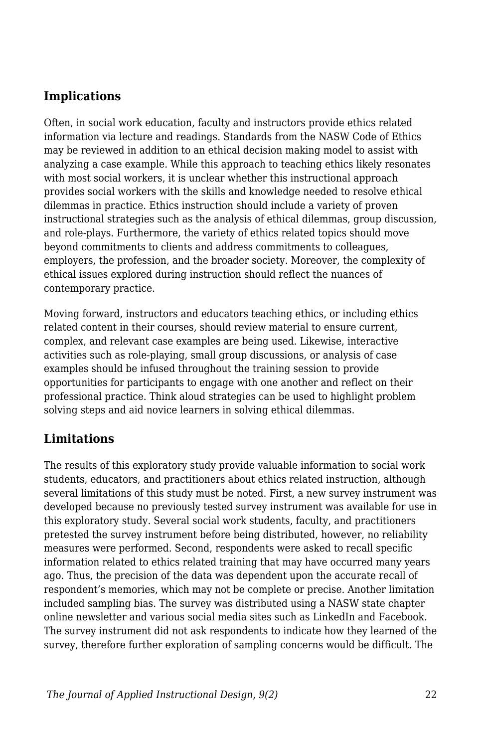## Implications

Often, in social work education, faculty and instructors provide ethics related information via lecture and readings. Standards from the NASW Code of Ethics may be reviewed in addition to an ethical decision making model to assist with analyzing a case example. While this approach to teaching ethics likely resonates with most social workers, it is unclear whether this instructional approach provides social workers with the skills and knowledge needed to resolve ethical dilemmas in practice. Ethics instruction should include a variety of proven instructional strategies such as the analysis of ethical dilemmas, group discussion, and role-plays. Furthermore, the variety of ethics related topics should move beyond commitments to clients and address commitments to colleagues, employers, the profession, and the broader society. Moreover, the complexity of ethical issues explored during instruction should reflect the nuances of contemporary practice.

Moving forward, instructors and educators teaching ethics, or including ethics related content in their courses, should review material to ensure current, complex, and relevant case examples are being used. Likewise, interactive activities such as role-playing, small group discussions, or analysis of case examples should be infused throughout the training session to provide opportunities for participants to engage with one another and reflect on their professional practice. Think aloud strategies can be used to highlight problem solving steps and aid novice learners in solving ethical dilemmas.

## Limitations

The results of this exploratory study provide valuable information to social work students, educators, and practitioners about ethics related instruction, although several limitations of this study must be noted. First, a new survey instrument was developed because no previously tested survey instrument was available for use in this exploratory study. Several social work students, faculty, and practitioners pretested the survey instrument before being distributed, however, no reliability measures were performed. Second, respondents were asked to recall specific information related to ethics related training that may have occurred many years ago. Thus, the precision of the data was dependent upon the accurate recall of respondent's memories, which may not be complete or precise. Another limitation included sampling bias. The survey was distributed using a NASW state chapter online newsletter and various social media sites such as LinkedIn and Facebook. The survey instrument did not ask respondents to indicate how they learned of the survey, therefore further exploration of sampling concerns would be difficult. The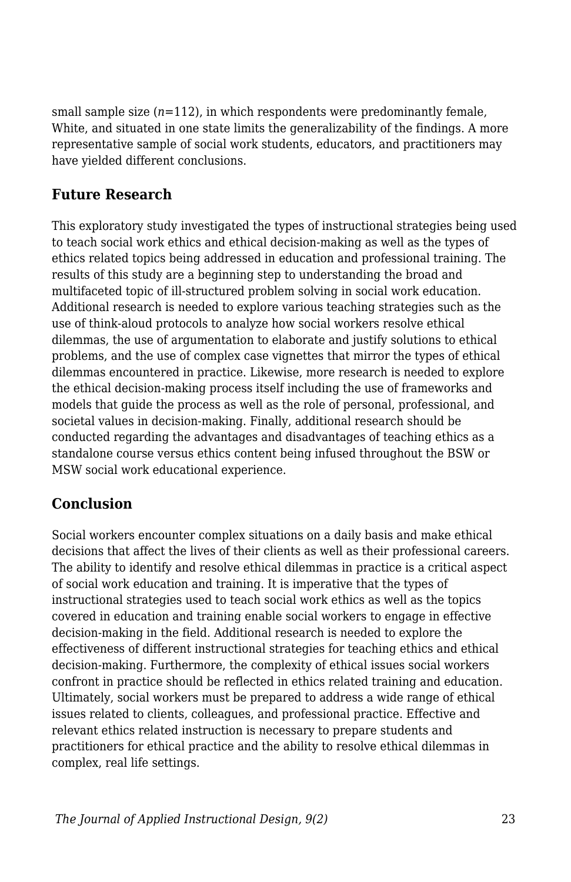small sample size ($n$=112), in which respondents were predominantly female, White, and situated in one state limits the generalizability of the findings. A more representative sample of social work students, educators, and practitioners may have yielded different conclusions.

## Future Research

This exploratory study investigated the types of instructional strategies being used to teach social work ethics and ethical decision-making as well as the types of ethics related topics being addressed in education and professional training. The results of this study are a beginning step to understanding the broad and multifaceted topic of ill-structured problem solving in social work education. Additional research is needed to explore various teaching strategies such as the use of think-aloud protocols to analyze how social workers resolve ethical dilemmas, the use of argumentation to elaborate and justify solutions to ethical problems, and the use of complex case vignettes that mirror the types of ethical dilemmas encountered in practice. Likewise, more research is needed to explore the ethical decision-making process itself including the use of frameworks and models that guide the process as well as the role of personal, professional, and societal values in decision-making. Finally, additional research should be conducted regarding the advantages and disadvantages of teaching ethics as a standalone course versus ethics content being infused throughout the BSW or MSW social work educational experience.

## Conclusion

Social workers encounter complex situations on a daily basis and make ethical decisions that affect the lives of their clients as well as their professional careers. The ability to identify and resolve ethical dilemmas in practice is a critical aspect of social work education and training. It is imperative that the types of instructional strategies used to teach social work ethics as well as the topics covered in education and training enable social workers to engage in effective decision-making in the field. Additional research is needed to explore the effectiveness of different instructional strategies for teaching ethics and ethical decision-making. Furthermore, the complexity of ethical issues social workers confront in practice should be reflected in ethics related training and education. Ultimately, social workers must be prepared to address a wide range of ethical issues related to clients, colleagues, and professional practice. Effective and relevant ethics related instruction is necessary to prepare students and practitioners for ethical practice and the ability to resolve ethical dilemmas in complex, real life settings.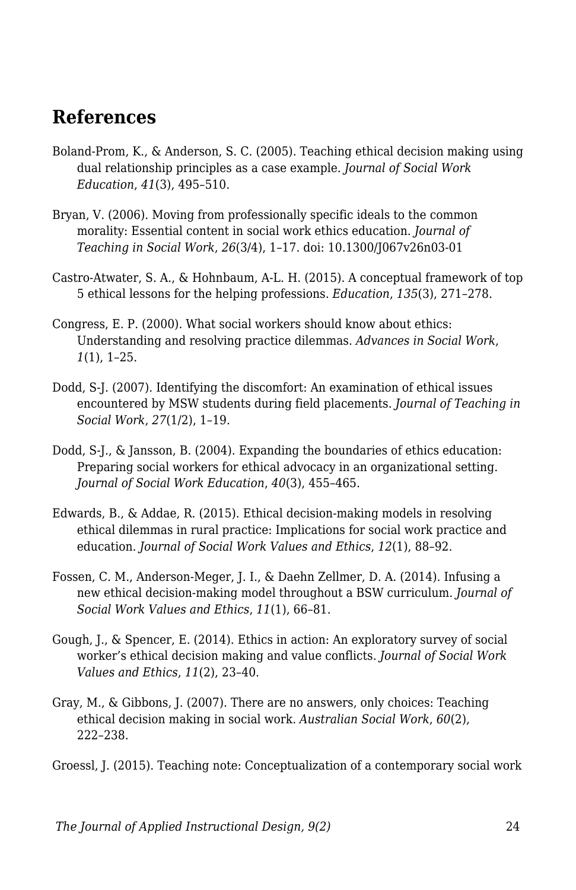## References

Boland-Prom, K., & Anderson, S. C. (2005). Teaching ethical decision making using dual relationship principles as a case example. *Journal of Social Work Education*, *41*(3), 495–510.

Bryan, V. (2006). Moving from professionally specific ideals to the common morality: Essential content in social work ethics education. *Journal of Teaching in Social Work*, *26*(3/4), 1–17. doi: 10.1300/J067v26n03-01

Castro-Atwater, S. A., & Hohnbaum, A-L. H. (2015). A conceptual framework of top 5 ethical lessons for the helping professions. *Education*, *135*(3), 271–278.

Congress, E. P. (2000). What social workers should know about ethics: Understanding and resolving practice dilemmas. *Advances in Social Work*, *1*(1), 1–25.

Dodd, S-J. (2007). Identifying the discomfort: An examination of ethical issues encountered by MSW students during field placements. *Journal of Teaching in Social Work*, *27*(1/2), 1–19.

Dodd, S-J., & Jansson, B. (2004). Expanding the boundaries of ethics education: Preparing social workers for ethical advocacy in an organizational setting. *Journal of Social Work Education*, *40*(3), 455–465.

Edwards, B., & Addae, R. (2015). Ethical decision-making models in resolving ethical dilemmas in rural practice: Implications for social work practice and education. *Journal of Social Work Values and Ethics*, *12*(1), 88–92.

Fossen, C. M., Anderson-Meger, J. I., & Daehn Zellmer, D. A. (2014). Infusing a new ethical decision-making model throughout a BSW curriculum. *Journal of Social Work Values and Ethics*, *11*(1), 66–81.

Gough, J., & Spencer, E. (2014). Ethics in action: An exploratory survey of social worker's ethical decision making and value conflicts. *Journal of Social Work Values and Ethics*, *11*(2), 23–40.

Gray, M., & Gibbons, J. (2007). There are no answers, only choices: Teaching ethical decision making in social work. *Australian Social Work*, *60*(2), 222–238.

Groessl, J. (2015). Teaching note: Conceptualization of a contemporary social work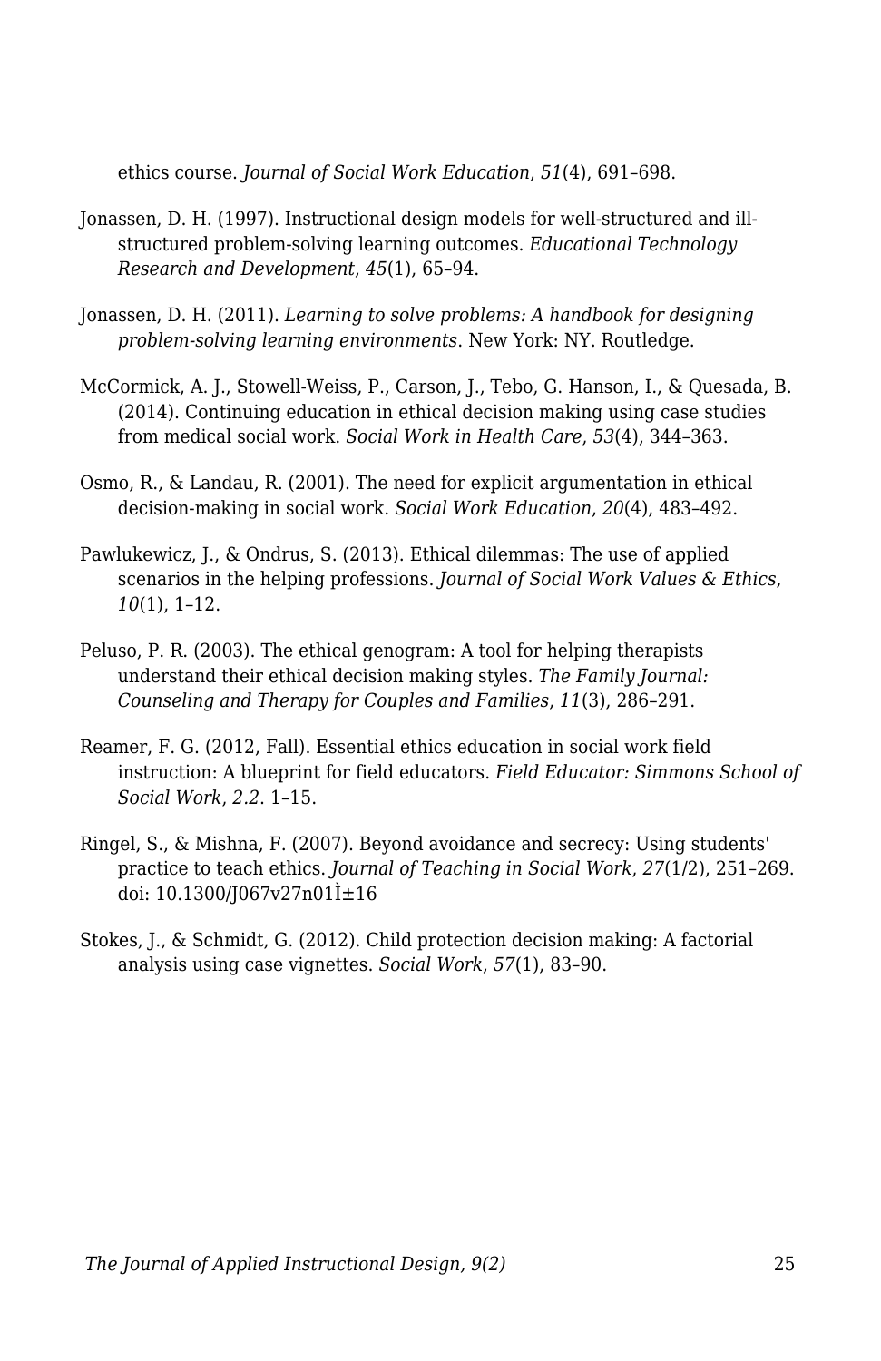ethics course. *Journal of Social Work Education*, *51*(4), 691–698.

Jonassen, D. H. (1997). Instructional design models for well-structured and ill-structured problem-solving learning outcomes. *Educational Technology Research and Development*, *45*(1), 65–94.

Jonassen, D. H. (2011). *Learning to solve problems: A handbook for designing problem-solving learning environments*. New York: NY. Routledge.

McCormick, A. J., Stowell-Weiss, P., Carson, J., Tebo, G. Hanson, I., & Quesada, B. (2014). Continuing education in ethical decision making using case studies from medical social work. *Social Work in Health Care*, *53*(4), 344–363.

Osmo, R., & Landau, R. (2001). The need for explicit argumentation in ethical decision-making in social work. *Social Work Education*, *20*(4), 483–492.

Pawlukewicz, J., & Ondrus, S. (2013). Ethical dilemmas: The use of applied scenarios in the helping professions. *Journal of Social Work Values & Ethics*, *10*(1), 1–12.

Peluso, P. R. (2003). The ethical genogram: A tool for helping therapists understand their ethical decision making styles. *The Family Journal: Counseling and Therapy for Couples and Families*, *11*(3), 286–291.

Reamer, F. G. (2012, Fall). Essential ethics education in social work field instruction: A blueprint for field educators. *Field Educator: Simmons School of Social Work*, *2.2*. 1–15.

Ringel, S., & Mishna, F. (2007). Beyond avoidance and secrecy: Using students' practice to teach ethics. *Journal of Teaching in Social Work*, *27*(1/2), 251–269. doi: 10.1300/J067v27n01Ì±16

Stokes, J., & Schmidt, G. (2012). Child protection decision making: A factorial analysis using case vignettes. *Social Work*, *57*(1), 83–90.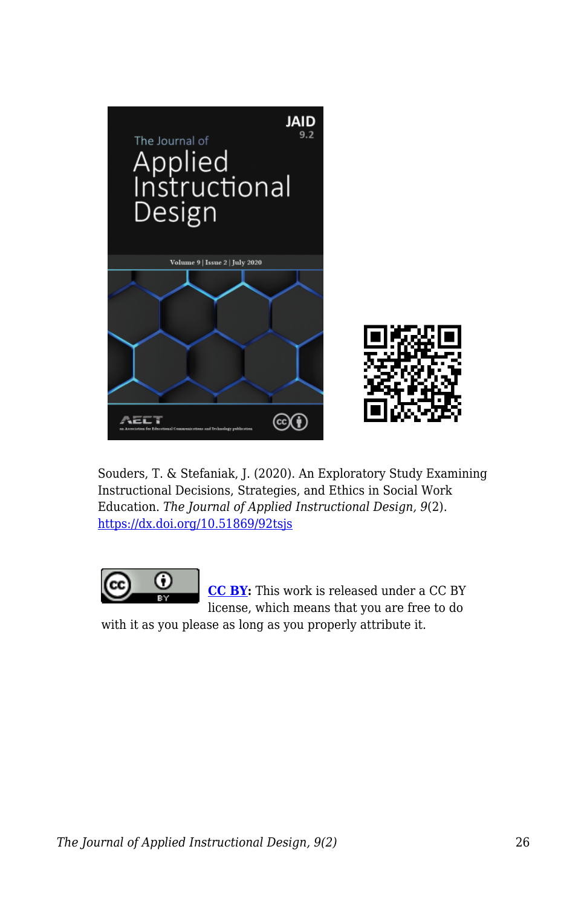Souders, T. & Stefaniak, J. (2020). An Exploratory Study Examining Instructional Decisions, Strategies, and Ethics in Social Work Education. *The Journal of Applied Instructional Design, 9*(2). https://dx.doi.org/10.51869/92tsjs

**CC BY:** This work is released under a CC BY license, which means that you are free to do with it as you please as long as you properly attribute it.